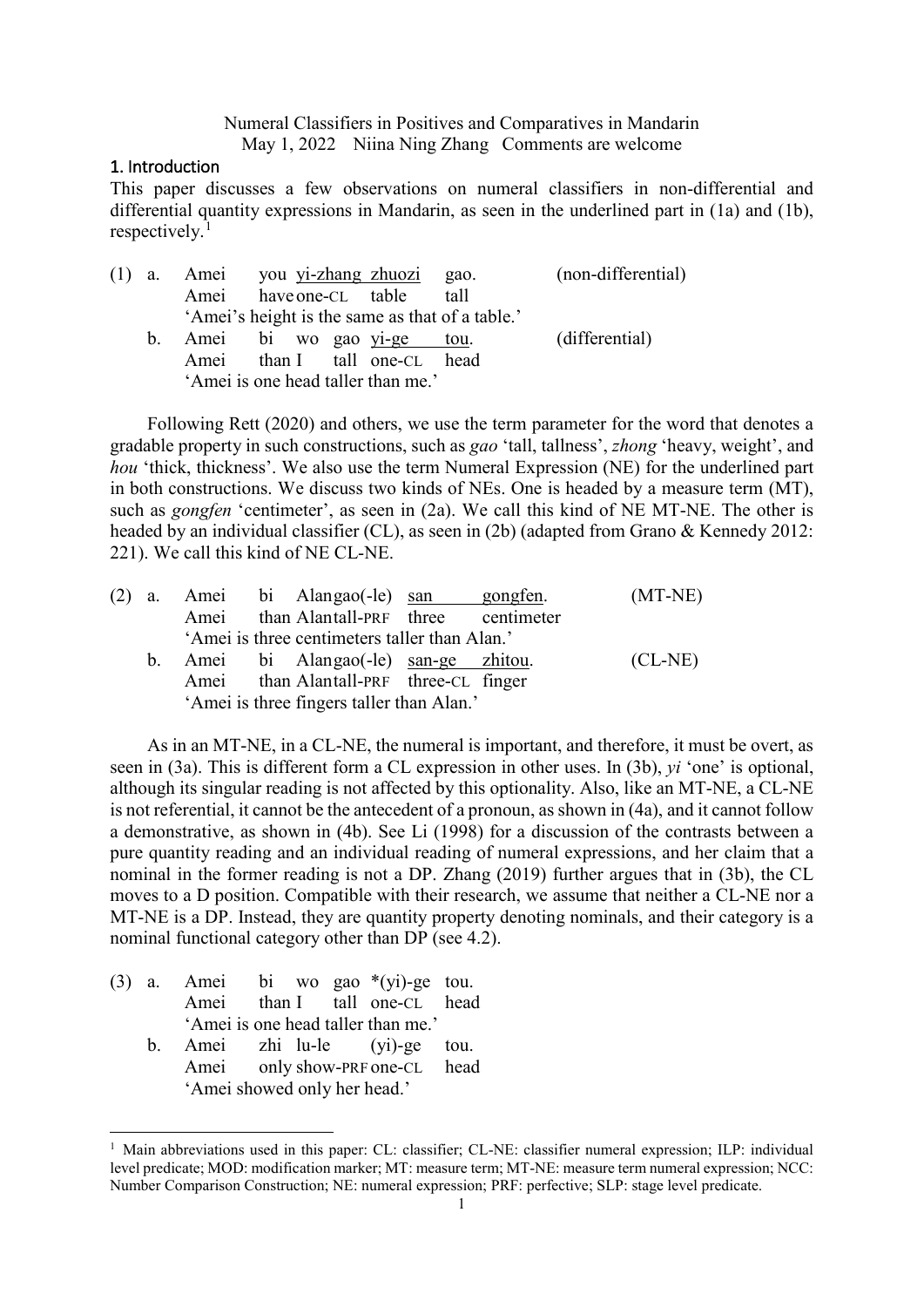Numeral Classifiers in Positives and Comparatives in Mandarin

May 1, 2022 Niina Ning Zhang Comments are welcome

## 1. Introduction

This paper discusses a few observations on numeral classifiers in non-differential and differential quantity expressions in Mandarin, as seen in the underlined part in (1a) and (1b), respectively.[1]

```
(1) a.  Amei   you  yi-zhang zhuozi  gao.            (non-differential)
        Amei   have one-CL   table   tall
        'Amei's height is the same as that of a table.'
    b.  Amei   bi   wo  gao  yi-ge    tou.           (differential)
        Amei   than I   tall one-CL   head
        'Amei is one head taller than me.'
```

Following Rett (2020) and others, we use the term parameter for the word that denotes a gradable property in such constructions, such as *gao* 'tall, tallness', *zhong* 'heavy, weight', and *hou* 'thick, thickness'. We also use the term Numeral Expression (NE) for the underlined part in both constructions. We discuss two kinds of NEs. One is headed by a measure term (MT), such as *gongfen* 'centimeter', as seen in (2a). We call this kind of NE MT-NE. The other is headed by an individual classifier (CL), as seen in (2b) (adapted from Grano & Kennedy 2012: 221). We call this kind of NE CL-NE.

```
(2) a.  Amei   bi   Alan gao(-le)     san      gongfen.       (MT-NE)
        Amei   than Alan tall-PRF     three    centimeter
        'Amei is three centimeters taller than Alan.'
    b.  Amei   bi   Alan gao(-le)     san-ge   zhitou.        (CL-NE)
        Amei   than Alan tall-PRF     three-CL finger
        'Amei is three fingers taller than Alan.'
```

As in an MT-NE, in a CL-NE, the numeral is important, and therefore, it must be overt, as seen in (3a). This is different form a CL expression in other uses. In (3b), *yi* 'one' is optional, although its singular reading is not affected by this optionality. Also, like an MT-NE, a CL-NE is not referential, it cannot be the antecedent of a pronoun, as shown in (4a), and it cannot follow a demonstrative, as shown in (4b). See Li (1998) for a discussion of the contrasts between a pure quantity reading and an individual reading of numeral expressions, and her claim that a nominal in the former reading is not a DP. Zhang (2019) further argues that in (3b), the CL moves to a D position. Compatible with their research, we assume that neither a CL-NE nor a MT-NE is a DP. Instead, they are quantity property denoting nominals, and their category is a nominal functional category other than DP (see 4.2).

```
(3) a.  Amei   bi   wo  gao  *(yi)-ge   tou.
        Amei   than I   tall one-CL     head
        'Amei is one head taller than me.'
    b.  Amei   zhi  lu-le       (yi)-ge   tou.
        Amei   only show-PRF    one-CL    head
        'Amei showed only her head.'
```

[1] Main abbreviations used in this paper: CL: classifier; CL-NE: classifier numeral expression; ILP: individual level predicate; MOD: modification marker; MT: measure term; MT-NE: measure term numeral expression; NCC: Number Comparison Construction; NE: numeral expression; PRF: perfective; SLP: stage level predicate.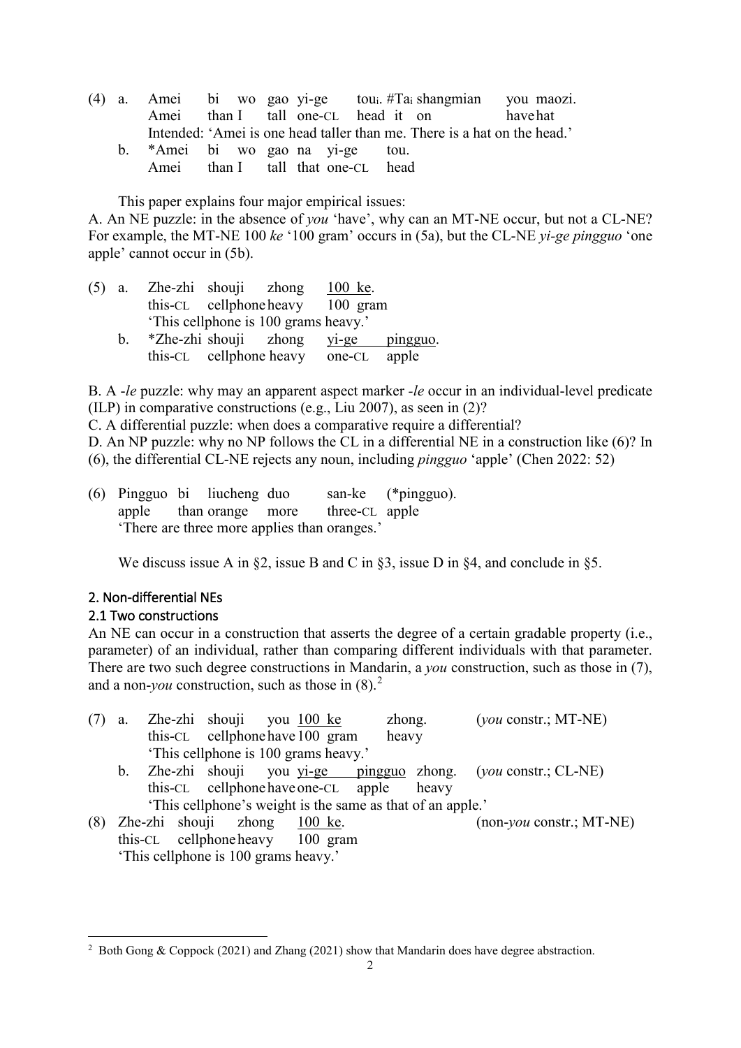(4) a. Amei bi wo gao yi-ge tou$_i$. #Ta$_i$ shangmian you maozi.
   Amei than I tall one-CL head it on have hat
   Intended: 'Amei is one head taller than me. There is a hat on the head.'

 b. *Amei bi wo gao na yi-ge tou.
   Amei than I tall that one-CL head

This paper explains four major empirical issues:

A. An NE puzzle: in the absence of *you* 'have', why can an MT-NE occur, but not a CL-NE? For example, the MT-NE 100 *ke* '100 gram' occurs in (5a), but the CL-NE *yi-ge pingguo* 'one apple' cannot occur in (5b).

(5) a. Zhe-zhi shouji zhong 100 ke.
   this-CL cellphone heavy 100 gram
   'This cellphone is 100 grams heavy.'

 b. *Zhe-zhi shouji zhong yi-ge pingguo.
   this-CL cellphone heavy one-CL apple

B. A *-le* puzzle: why may an apparent aspect marker *-le* occur in an individual-level predicate (ILP) in comparative constructions (e.g., Liu 2007), as seen in (2)?

C. A differential puzzle: when does a comparative require a differential?

D. An NP puzzle: why no NP follows the CL in a differential NE in a construction like (6)? In (6), the differential CL-NE rejects any noun, including *pingguo* 'apple' (Chen 2022: 52)

(6) Pingguo bi liucheng duo san-ke (*pingguo).
  apple than orange more three-CL apple
  'There are three more applies than oranges.'

We discuss issue A in §2, issue B and C in §3, issue D in §4, and conclude in §5.

## 2. Non-differential NEs

### 2.1 Two constructions

An NE can occur in a construction that asserts the degree of a certain gradable property (i.e., parameter) of an individual, rather than comparing different individuals with that parameter. There are two such degree constructions in Mandarin, a *you* construction, such as those in (7), and a non-*you* construction, such as those in (8).[2]

(7) a. Zhe-zhi shouji you 100 ke zhong. (*you* constr.; MT-NE)
   this-CL cellphone have 100 gram heavy
   'This cellphone is 100 grams heavy.'

 b. Zhe-zhi shouji you yi-ge pingguo zhong. (*you* constr.; CL-NE)
   this-CL cellphone have one-CL apple heavy
   'This cellphone's weight is the same as that of an apple.'

(8) Zhe-zhi shouji zhong 100 ke. (non-*you* constr.; MT-NE)
  this-CL cellphone heavy 100 gram
  'This cellphone is 100 grams heavy.'

[2] Both Gong & Coppock (2021) and Zhang (2021) show that Mandarin does have degree abstraction.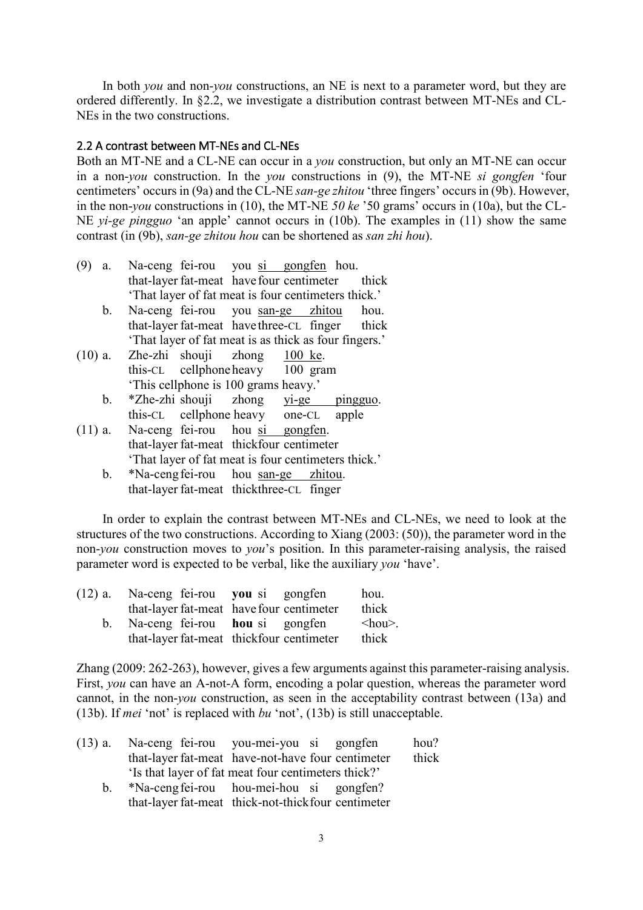In both *you* and non-*you* constructions, an NE is next to a parameter word, but they are ordered differently. In §2.2, we investigate a distribution contrast between MT-NEs and CL-NEs in the two constructions.

### 2.2 A contrast between MT-NEs and CL-NEs

Both an MT-NE and a CL-NE can occur in a *you* construction, but only an MT-NE can occur in a non-*you* construction. In the *you* constructions in (9), the MT-NE *si gongfen* 'four centimeters' occurs in (9a) and the CL-NE *san-ge zhitou* 'three fingers' occurs in (9b). However, in the non-*you* constructions in (10), the MT-NE *50 ke* '50 grams' occurs in (10a), but the CL-NE *yi-ge pingguo* 'an apple' cannot occurs in (10b). The examples in (11) show the same contrast (in (9b), *san-ge zhitou hou* can be shortened as *san zhi hou*).

(9) a. Na-ceng fei-rou you <u>si gongfen</u> hou.
  that-layer fat-meat have four centimeter thick
  'That layer of fat meat is four centimeters thick.'

  b. Na-ceng fei-rou you <u>san-ge zhitou</u> hou.
  that-layer fat-meat have three-CL finger thick
  'That layer of fat meat is as thick as four fingers.'

(10) a. Zhe-zhi shouji zhong <u>100 ke</u>.
  this-CL cellphone heavy 100 gram
  'This cellphone is 100 grams heavy.'

  b. *Zhe-zhi shouji zhong <u>yi-ge pingguo</u>.
  this-CL cellphone heavy one-CL apple

(11) a. Na-ceng fei-rou hou <u>si gongfen</u>.
  that-layer fat-meat thick four centimeter
  'That layer of fat meat is four centimeters thick.'

  b. *Na-ceng fei-rou hou <u>san-ge zhitou</u>.
  that-layer fat-meat thick three-CL finger

In order to explain the contrast between MT-NEs and CL-NEs, we need to look at the structures of the two constructions. According to Xiang (2003: (50)), the parameter word in the non-*you* construction moves to *you*'s position. In this parameter-raising analysis, the raised parameter word is expected to be verbal, like the auxiliary *you* 'have'.

(12) a. Na-ceng fei-rou **you** si gongfen hou.
  that-layer fat-meat have four centimeter thick

  b. Na-ceng fei-rou **hou** si gongfen <hou>.
  that-layer fat-meat thick four centimeter thick

Zhang (2009: 262-263), however, gives a few arguments against this parameter-raising analysis. First, *you* can have an A-not-A form, encoding a polar question, whereas the parameter word cannot, in the non-*you* construction, as seen in the acceptability contrast between (13a) and (13b). If *mei* 'not' is replaced with *bu* 'not', (13b) is still unacceptable.

(13) a. Na-ceng fei-rou you-mei-you si gongfen hou?
  that-layer fat-meat have-not-have four centimeter thick
  'Is that layer of fat meat four centimeters thick?'

  b. *Na-ceng fei-rou hou-mei-hou si gongfen?
  that-layer fat-meat thick-not-thick four centimeter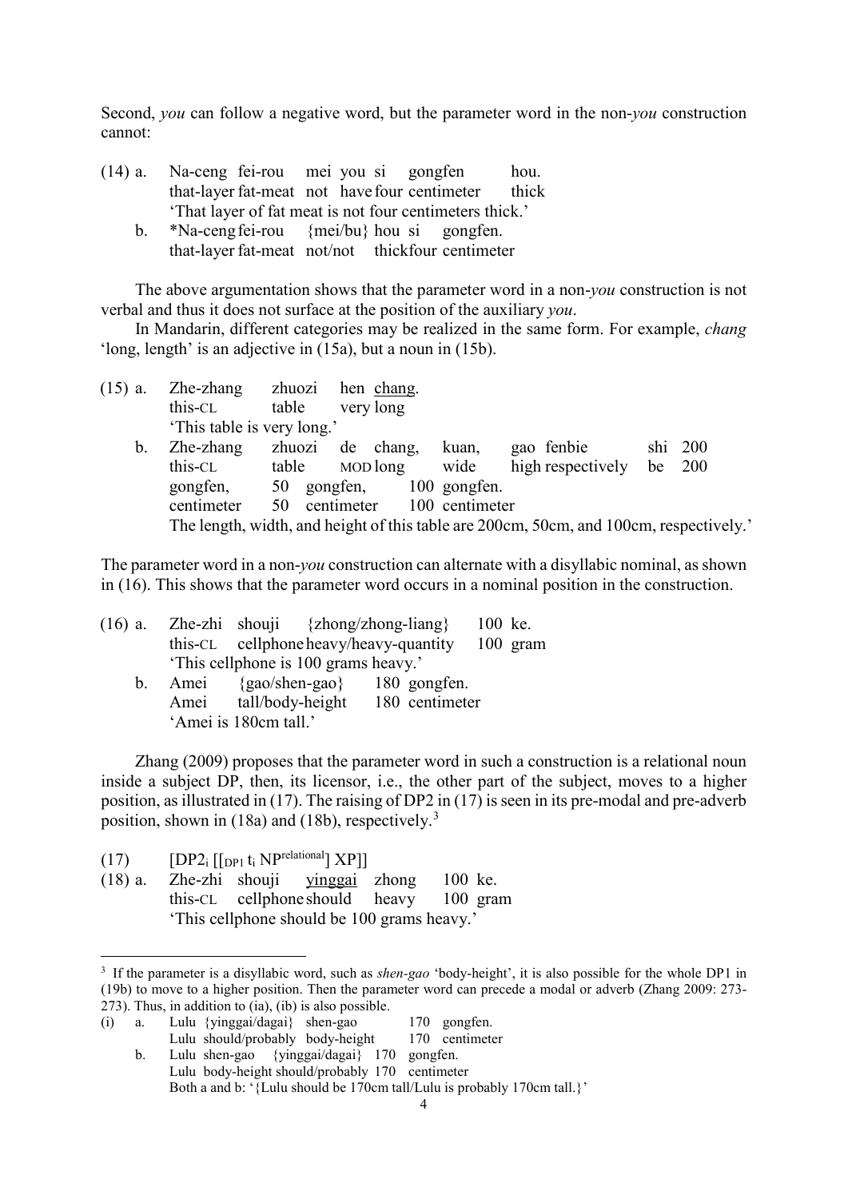Second, *you* can follow a negative word, but the parameter word in the non-*you* construction cannot:

(14) a. Na-ceng fei-rou mei you si gongfen hou.
  that-layer fat-meat not have four centimeter thick
  'That layer of fat meat is not four centimeters thick.'
 b. *Na-ceng fei-rou {mei/bu} hou si gongfen.
  that-layer fat-meat not/not thick four centimeter

The above argumentation shows that the parameter word in a non-*you* construction is not verbal and thus it does not surface at the position of the auxiliary *you*.

In Mandarin, different categories may be realized in the same form. For example, *chang* 'long, length' is an adjective in (15a), but a noun in (15b).

(15) a. Zhe-zhang zhuozi hen <u>chang</u>.
  this-CL table very long
  'This table is very long.'
 b. Zhe-zhang zhuozi de chang, kuan, gao fenbie shi 200 gongfen, 50 gongfen, 100 gongfen.
  this-CL table MOD long wide high respectively be 200 centimeter 50 centimeter 100 centimeter
  The length, width, and height of this table are 200cm, 50cm, and 100cm, respectively.'

The parameter word in a non-*you* construction can alternate with a disyllabic nominal, as shown in (16). This shows that the parameter word occurs in a nominal position in the construction.

(16) a. Zhe-zhi shouji {zhong/zhong-liang} 100 ke.
  this-CL cellphone heavy/heavy-quantity 100 gram
  'This cellphone is 100 grams heavy.'
 b. Amei {gao/shen-gao} 180 gongfen.
  Amei tall/body-height 180 centimeter
  'Amei is 180cm tall.'

Zhang (2009) proposes that the parameter word in such a construction is a relational noun inside a subject DP, then, its licensor, i.e., the other part of the subject, moves to a higher position, as illustrated in (17). The raising of DP2 in (17) is seen in its pre-modal and pre-adverb position, shown in (18a) and (18b), respectively.[3]

(17) $[\text{DP2}_i\ [[_{\text{DP1}}\ t_i\ \text{NP}^{\text{relational}}]\ \text{XP}]]$

(18) a. Zhe-zhi shouji <u>yinggai</u> zhong 100 ke.
  this-CL cellphone should heavy 100 gram
  'This cellphone should be 100 grams heavy.'

---

[3] If the parameter is a disyllabic word, such as *shen-gao* 'body-height', it is also possible for the whole DP1 in (19b) to move to a higher position. Then the parameter word can precede a modal or adverb (Zhang 2009: 273-273). Thus, in addition to (ia), (ib) is also possible.

(i) a. Lulu {yinggai/dagai} shen-gao 170 gongfen.
  Lulu should/probably body-height 170 centimeter
 b. Lulu shen-gao {yinggai/dagai} 170 gongfen.
  Lulu body-height should/probably 170 centimeter
  Both a and b: '{Lulu should be 170cm tall/Lulu is probably 170cm tall.}'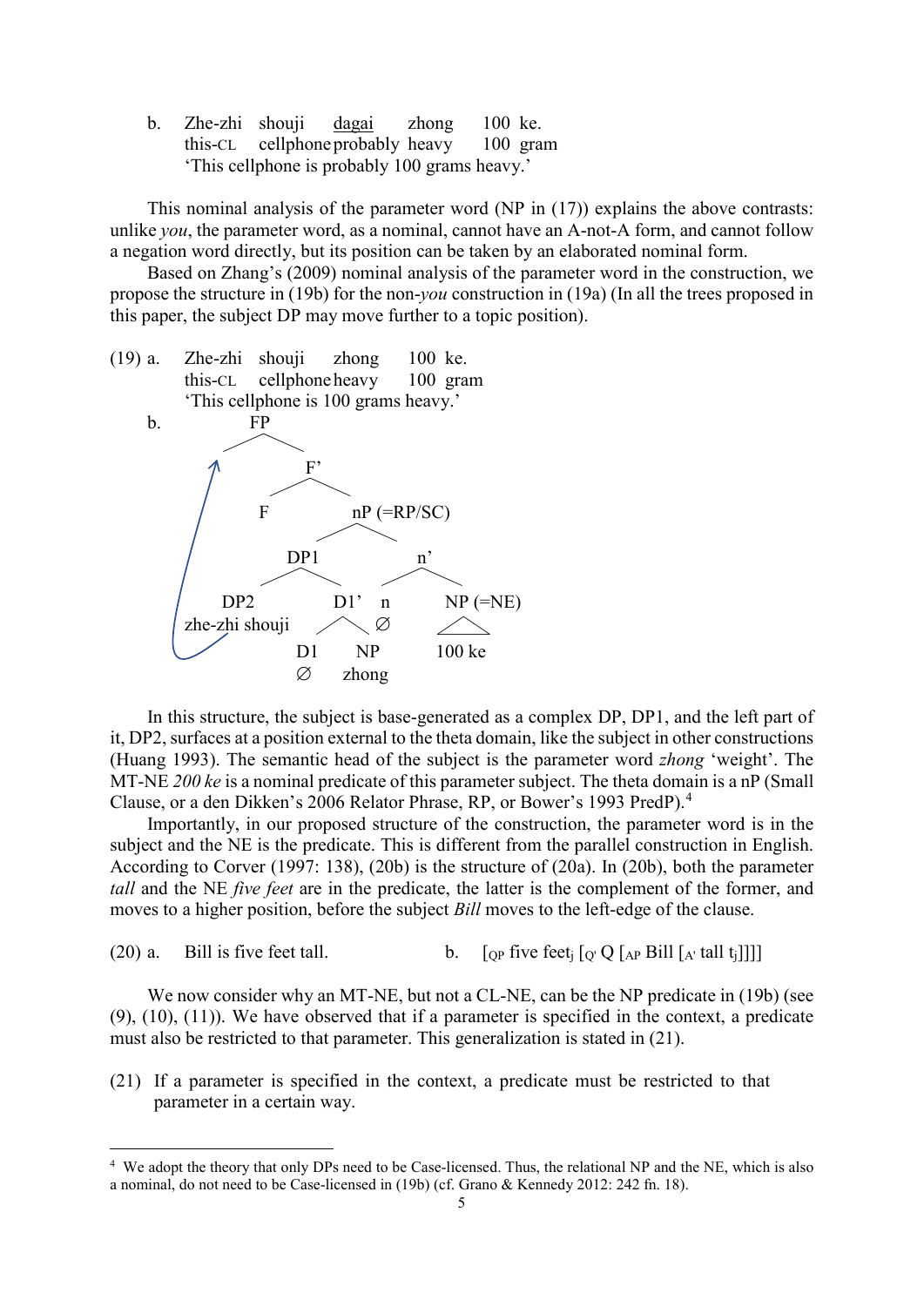b. Zhe-zhi shouji <u>dagai</u> zhong 100 ke.
   this-CL cellphone probably heavy 100 gram
   'This cellphone is probably 100 grams heavy.'

This nominal analysis of the parameter word (NP in (17)) explains the above contrasts: unlike *you*, the parameter word, as a nominal, cannot have an A-not-A form, and cannot follow a negation word directly, but its position can be taken by an elaborated nominal form.

Based on Zhang's (2009) nominal analysis of the parameter word in the construction, we propose the structure in (19b) for the non-*you* construction in (19a) (In all the trees proposed in this paper, the subject DP may move further to a topic position).

(19) a. Zhe-zhi shouji zhong 100 ke.
   this-CL cellphone heavy 100 gram
   'This cellphone is 100 grams heavy.'

b.
```
FP
├── [landing site of DP2]
└── F'
    ├── F
    └── nP (=RP/SC)
        ├── DP1
        │   ├── DP2
        │   │   zhe-zhi shouji   (moves to FP)
        │   └── D1'
        │       ├── D1
        │       │   ∅
        │       └── NP
        │           zhong
        └── n'
            ├── n
            │   ∅
            └── NP (=NE)
                100 ke
```

In this structure, the subject is base-generated as a complex DP, DP1, and the left part of it, DP2, surfaces at a position external to the theta domain, like the subject in other constructions (Huang 1993). The semantic head of the subject is the parameter word *zhong* 'weight'. The MT-NE *200 ke* is a nominal predicate of this parameter subject. The theta domain is a nP (Small Clause, or a den Dikken's 2006 Relator Phrase, RP, or Bower's 1993 PredP).[4]

Importantly, in our proposed structure of the construction, the parameter word is in the subject and the NE is the predicate. This is different from the parallel construction in English. According to Corver (1997: 138), (20b) is the structure of (20a). In (20b), both the parameter *tall* and the NE *five feet* are in the predicate, the latter is the complement of the former, and moves to a higher position, before the subject *Bill* moves to the left-edge of the clause.

(20) a. Bill is five feet tall. b. [$_{QP}$ five feet$_j$ [$_{Q'}$ Q [$_{AP}$ Bill [$_{A'}$ tall t$_j$]]]]

We now consider why an MT-NE, but not a CL-NE, can be the NP predicate in (19b) (see (9), (10), (11)). We have observed that if a parameter is specified in the context, a predicate must also be restricted to that parameter. This generalization is stated in (21).

(21) If a parameter is specified in the context, a predicate must be restricted to that parameter in a certain way.

[4] We adopt the theory that only DPs need to be Case-licensed. Thus, the relational NP and the NE, which is also a nominal, do not need to be Case-licensed in (19b) (cf. Grano & Kennedy 2012: 242 fn. 18).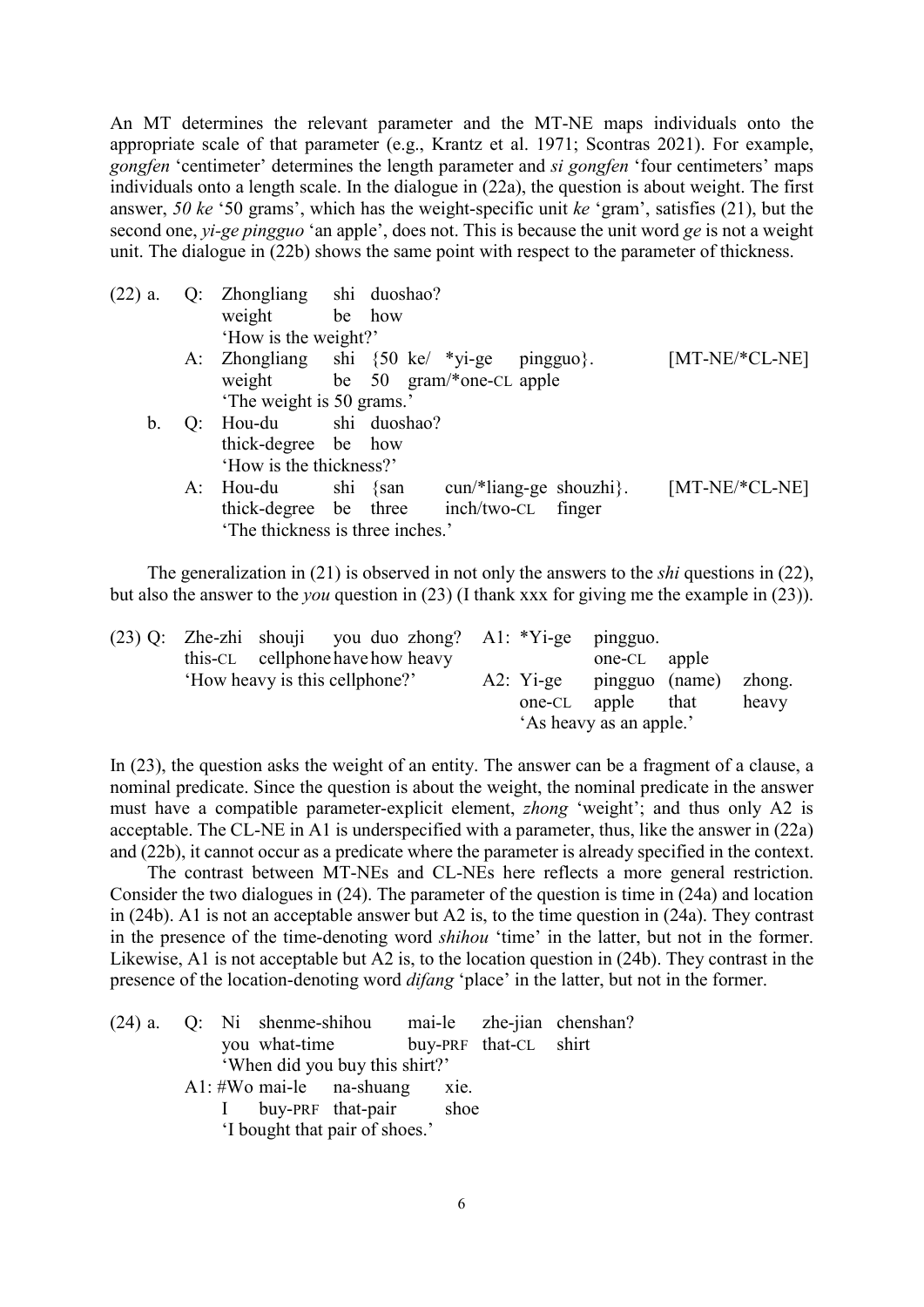An MT determines the relevant parameter and the MT-NE maps individuals onto the appropriate scale of that parameter (e.g., Krantz et al. 1971; Scontras 2021). For example, *gongfen* 'centimeter' determines the length parameter and *si gongfen* 'four centimeters' maps individuals onto a length scale. In the dialogue in (22a), the question is about weight. The first answer, *50 ke* '50 grams', which has the weight-specific unit *ke* 'gram', satisfies (21), but the second one, *yi-ge pingguo* 'an apple', does not. This is because the unit word *ge* is not a weight unit. The dialogue in (22b) shows the same point with respect to the parameter of thickness.

(22) a. Q: Zhongliang shi duoshao?
weight be how
'How is the weight?'
A: Zhongliang shi {50 ke/ *yi-ge pingguo}. [MT-NE/*CL-NE]
weight be 50 gram/*one-CL apple
'The weight is 50 grams.'
b. Q: Hou-du shi duoshao?
thick-degree be how
'How is the thickness?'
A: Hou-du shi {san cun/*liang-ge shouzhi}. [MT-NE/*CL-NE]
thick-degree be three inch/two-CL finger
'The thickness is three inches.'

The generalization in (21) is observed in not only the answers to the *shi* questions in (22), but also the answer to the *you* question in (23) (I thank xxx for giving me the example in (23)).

(23) Q: Zhe-zhi shouji you duo zhong?
this-CL cellphone have how heavy
'How heavy is this cellphone?'
A1: *Yi-ge pingguo.
one-CL apple
A2: Yi-ge pingguo (name) zhong.
one-CL apple that heavy
'As heavy as an apple.'

In (23), the question asks the weight of an entity. The answer can be a fragment of a clause, a nominal predicate. Since the question is about the weight, the nominal predicate in the answer must have a compatible parameter-explicit element, *zhong* 'weight'; and thus only A2 is acceptable. The CL-NE in A1 is underspecified with a parameter, thus, like the answer in (22a) and (22b), it cannot occur as a predicate where the parameter is already specified in the context.

The contrast between MT-NEs and CL-NEs here reflects a more general restriction. Consider the two dialogues in (24). The parameter of the question is time in (24a) and location in (24b). A1 is not an acceptable answer but A2 is, to the time question in (24a). They contrast in the presence of the time-denoting word *shihou* 'time' in the latter, but not in the former. Likewise, A1 is not acceptable but A2 is, to the location question in (24b). They contrast in the presence of the location-denoting word *difang* 'place' in the latter, but not in the former.

(24) a. Q: Ni shenme-shihou mai-le zhe-jian chenshan?
you what-time buy-PRF that-CL shirt
'When did you buy this shirt?'
A1: #Wo mai-le na-shuang xie.
I buy-PRF that-pair shoe
'I bought that pair of shoes.'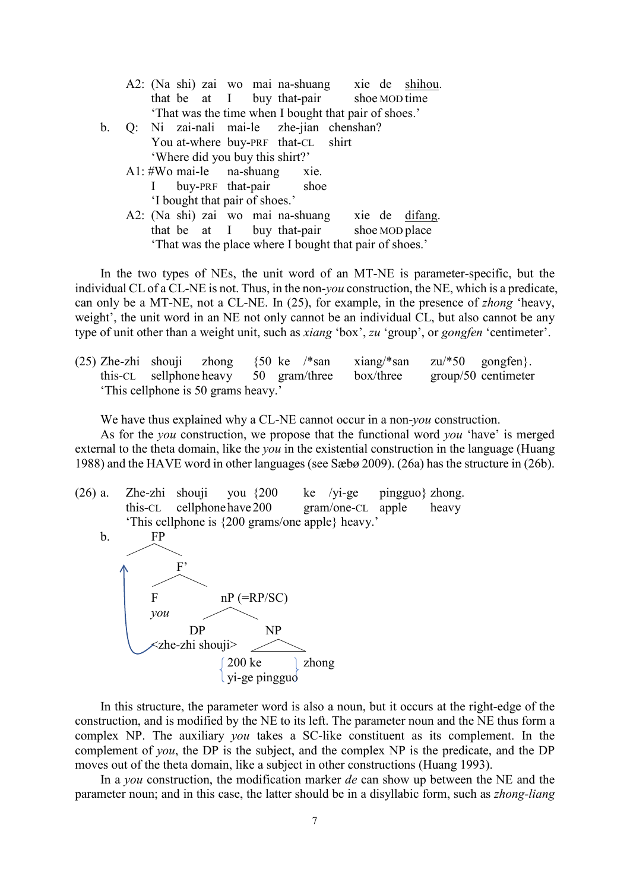A2: (Na shi) zai wo mai na-shuang xie de <u>shihou</u>.
that be at I buy that-pair shoe MOD time
'That was the time when I bought that pair of shoes.'

b. Q: Ni zai-nali mai-le zhe-jian chenshan?
You at-where buy-PRF that-CL shirt
'Where did you buy this shirt?'

A1: #Wo mai-le na-shuang xie.
I buy-PRF that-pair shoe
'I bought that pair of shoes.'

A2: (Na shi) zai wo mai na-shuang xie de <u>difang</u>.
that be at I buy that-pair shoe MOD place
'That was the place where I bought that pair of shoes.'

In the two types of NEs, the unit word of an MT-NE is parameter-specific, but the individual CL of a CL-NE is not. Thus, in the non-*you* construction, the NE, which is a predicate, can only be a MT-NE, not a CL-NE. In (25), for example, in the presence of *zhong* 'heavy, weight', the unit word in an NE not only cannot be an individual CL, but also cannot be any type of unit other than a weight unit, such as *xiang* 'box', *zu* 'group', or *gongfen* 'centimeter'.

(25) Zhe-zhi shouji zhong {50 ke /*san xiang/*san zu/*50 gongfen}.
this-CL sellphone heavy 50 gram/three box/three group/50 centimeter
'This cellphone is 50 grams heavy.'

We have thus explained why a CL-NE cannot occur in a non-*you* construction.

As for the *you* construction, we propose that the functional word *you* 'have' is merged external to the theta domain, like the *you* in the existential construction in the language (Huang 1988) and the HAVE word in other languages (see Sæbø 2009). (26a) has the structure in (26b).

(26) a. Zhe-zhi shouji you {200 ke /yi-ge pingguo} zhong.
this-CL cellphone have 200 gram/one-CL apple heavy
'This cellphone is {200 grams/one apple} heavy.'

b. [FP [F' [F *you*] [nP (=RP/SC) [DP <zhe-zhi shouji>] [NP {200 ke / yi-ge pingguo} zhong]]]] (DP moves to Spec of FP)

In this structure, the parameter word is also a noun, but it occurs at the right-edge of the construction, and is modified by the NE to its left. The parameter noun and the NE thus form a complex NP. The auxiliary *you* takes a SC-like constituent as its complement. In the complement of *you*, the DP is the subject, and the complex NP is the predicate, and the DP moves out of the theta domain, like a subject in other constructions (Huang 1993).

In a *you* construction, the modification marker *de* can show up between the NE and the parameter noun; and in this case, the latter should be in a disyllabic form, such as *zhong-liang*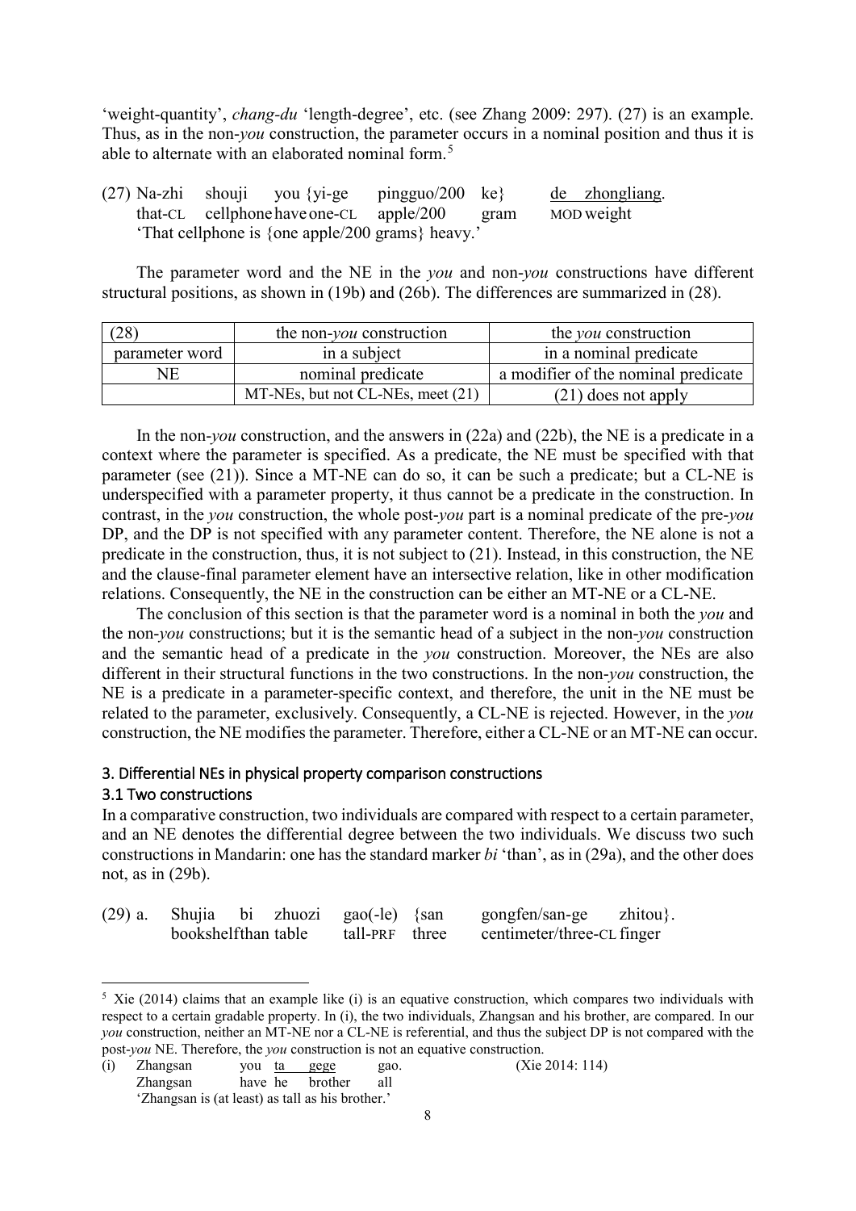'weight-quantity', *chang-du* 'length-degree', etc. (see Zhang 2009: 297). (27) is an example. Thus, as in the non-*you* construction, the parameter occurs in a nominal position and thus it is able to alternate with an elaborated nominal form.[5]

(27) Na-zhi shouji you {yi-ge pingguo/200 ke} de zhongliang.
that-CL cellphone have one-CL apple/200 gram MOD weight
'That cellphone is {one apple/200 grams} heavy.'

The parameter word and the NE in the *you* and non-*you* constructions have different structural positions, as shown in (19b) and (26b). The differences are summarized in (28).

| (28) | the non-*you* construction | the *you* construction |
|---|---|---|
| parameter word | in a subject | in a nominal predicate |
| NE | nominal predicate | a modifier of the nominal predicate |
| | MT-NEs, but not CL-NEs, meet (21) | (21) does not apply |

In the non-*you* construction, and the answers in (22a) and (22b), the NE is a predicate in a context where the parameter is specified. As a predicate, the NE must be specified with that parameter (see (21)). Since a MT-NE can do so, it can be such a predicate; but a CL-NE is underspecified with a parameter property, it thus cannot be a predicate in the construction. In contrast, in the *you* construction, the whole post-*you* part is a nominal predicate of the pre-*you* DP, and the DP is not specified with any parameter content. Therefore, the NE alone is not a predicate in the construction, thus, it is not subject to (21). Instead, in this construction, the NE and the clause-final parameter element have an intersective relation, like in other modification relations. Consequently, the NE in the construction can be either an MT-NE or a CL-NE.

The conclusion of this section is that the parameter word is a nominal in both the *you* and the non-*you* constructions; but it is the semantic head of a subject in the non-*you* construction and the semantic head of a predicate in the *you* construction. Moreover, the NEs are also different in their structural functions in the two constructions. In the non-*you* construction, the NE is a predicate in a parameter-specific context, and therefore, the unit in the NE must be related to the parameter, exclusively. Consequently, a CL-NE is rejected. However, in the *you* construction, the NE modifies the parameter. Therefore, either a CL-NE or an MT-NE can occur.

## 3. Differential NEs in physical property comparison constructions

### 3.1 Two constructions

In a comparative construction, two individuals are compared with respect to a certain parameter, and an NE denotes the differential degree between the two individuals. We discuss two such constructions in Mandarin: one has the standard marker *bi* 'than', as in (29a), and the other does not, as in (29b).

(29) a. Shujia bi zhuozi gao(-le) {san gongfen/san-ge zhitou}.
bookshelf than table tall-PRF three centimeter/three-CL finger

---

[5] Xie (2014) claims that an example like (i) is an equative construction, which compares two individuals with respect to a certain gradable property. In (i), the two individuals, Zhangsan and his brother, are compared. In our *you* construction, neither an MT-NE nor a CL-NE is referential, and thus the subject DP is not compared with the post-*you* NE. Therefore, the *you* construction is not an equative construction.

(i) Zhangsan you ta gege gao. (Xie 2014: 114)
Zhangsan have he brother all
'Zhangsan is (at least) as tall as his brother.'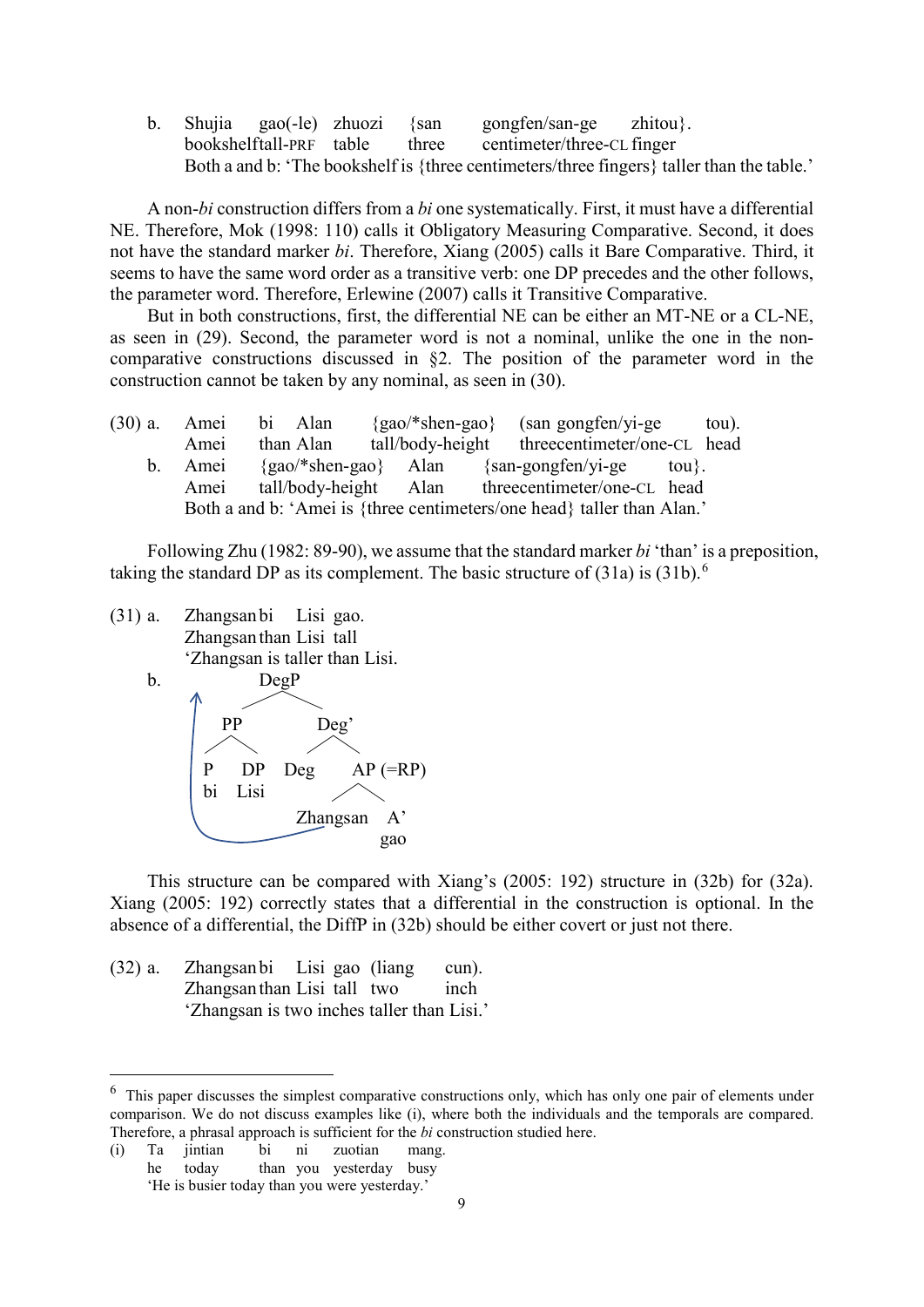b. Shujia gao(-le) zhuozi {san gongfen/san-ge zhitou}.
   bookshelf tall-PRF table three centimeter/three-CL finger
   Both a and b: 'The bookshelf is {three centimeters/three fingers} taller than the table.'

A non-*bi* construction differs from a *bi* one systematically. First, it must have a differential NE. Therefore, Mok (1998: 110) calls it Obligatory Measuring Comparative. Second, it does not have the standard marker *bi*. Therefore, Xiang (2005) calls it Bare Comparative. Third, it seems to have the same word order as a transitive verb: one DP precedes and the other follows, the parameter word. Therefore, Erlewine (2007) calls it Transitive Comparative.

But in both constructions, first, the differential NE can be either an MT-NE or a CL-NE, as seen in (29). Second, the parameter word is not a nominal, unlike the one in the non-comparative constructions discussed in §2. The position of the parameter word in the construction cannot be taken by any nominal, as seen in (30).

(30) a. Amei bi Alan {gao/*shen-gao} (san gongfen/yi-ge tou).
        Amei than Alan tall/body-height three centimeter/one-CL head
     b. Amei {gao/*shen-gao} Alan {san-gongfen/yi-ge tou}.
        Amei tall/body-height Alan three centimeter/one-CL head
        Both a and b: 'Amei is {three centimeters/one head} taller than Alan.'

Following Zhu (1982: 89-90), we assume that the standard marker *bi* 'than' is a preposition, taking the standard DP as its complement. The basic structure of (31a) is (31b).[6]

(31) a. Zhangsan bi Lisi gao.
        Zhangsan than Lisi tall
        'Zhangsan is taller than Lisi.
     b.

```
              DegP
            /      \
          PP        Deg'
         /  \      /    \
        P    DP  Deg    AP (=RP)
        bi  Lisi        /    \
                  Zhangsan    A'
                              gao
   (Zhangsan moves to DegP)
```

This structure can be compared with Xiang's (2005: 192) structure in (32b) for (32a). Xiang (2005: 192) correctly states that a differential in the construction is optional. In the absence of a differential, the DiffP in (32b) should be either covert or just not there.

(32) a. Zhangsan bi Lisi gao (liang cun).
        Zhangsan than Lisi tall two inch
        'Zhangsan is two inches taller than Lisi.'

---

[6] This paper discusses the simplest comparative constructions only, which has only one pair of elements under comparison. We do not discuss examples like (i), where both the individuals and the temporals are compared. Therefore, a phrasal approach is sufficient for the *bi* construction studied here.

(i) Ta jintian bi ni zuotian mang.
    he today than you yesterday busy
    'He is busier today than you were yesterday.'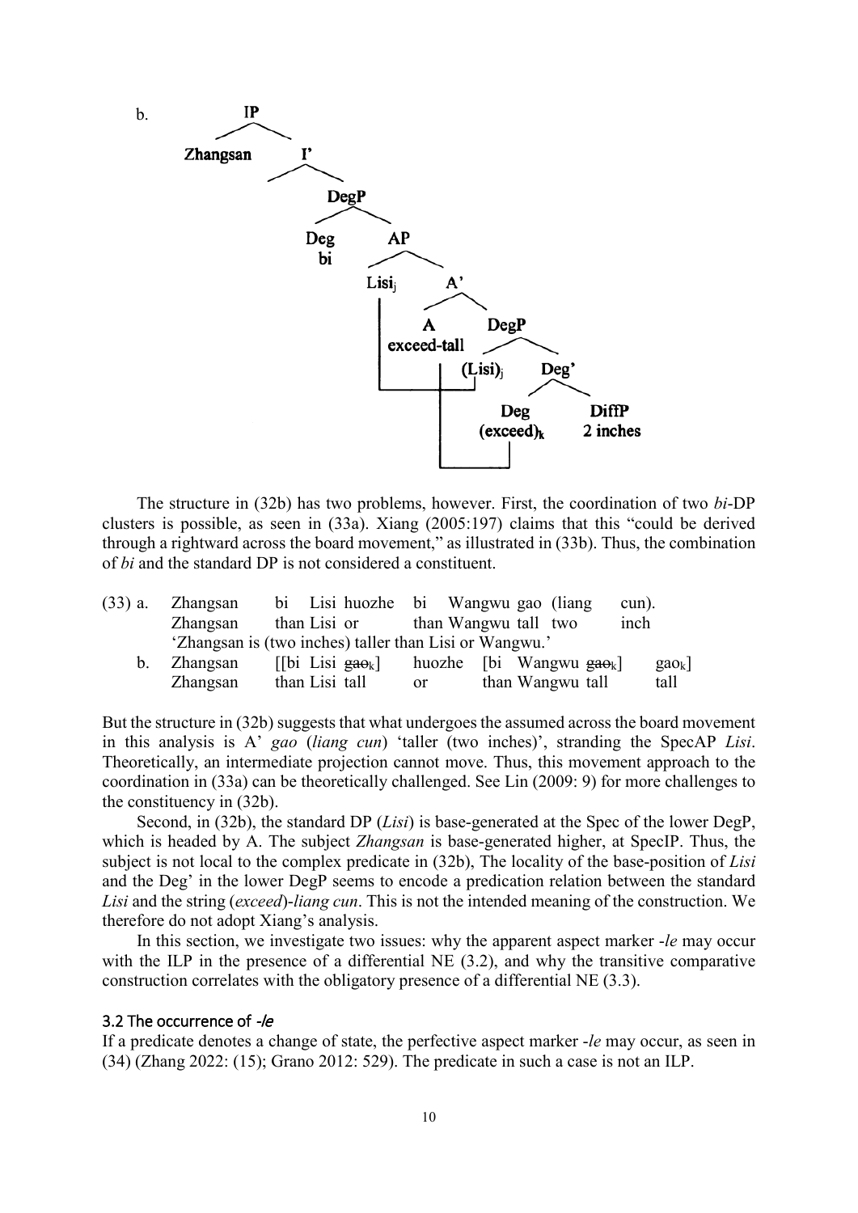b.

```
IP
├── Zhangsan
└── I'
    └── DegP
        ├── Deg
        │   bi
        └── AP
            ├── Lisi_j
            └── A'
                ├── A
                │   exceed-tall
                └── DegP
                    ├── (Lisi)_j
                    └── Deg'
                        ├── Deg
                        │   (exceed)_k
                        └── DiffP
                            2 inches
```

The structure in (32b) has two problems, however. First, the coordination of two *bi*-DP clusters is possible, as seen in (33a). Xiang (2005:197) claims that this "could be derived through a rightward across the board movement," as illustrated in (33b). Thus, the combination of *bi* and the standard DP is not considered a constituent.

(33) a. Zhangsan bi Lisi huozhe bi Wangwu gao (liang cun).
Zhangsan than Lisi or than Wangwu tall two inch
'Zhangsan is (two inches) taller than Lisi or Wangwu.'

b. Zhangsan [[bi Lisi ~~gao~~$_k$] huozhe [bi Wangwu ~~gao~~$_k$] gao$_k$]
Zhangsan than Lisi tall or than Wangwu tall tall

But the structure in (32b) suggests that what undergoes the assumed across the board movement in this analysis is A' *gao* (*liang cun*) 'taller (two inches)', stranding the SpecAP *Lisi*. Theoretically, an intermediate projection cannot move. Thus, this movement approach to the coordination in (33a) can be theoretically challenged. See Lin (2009: 9) for more challenges to the constituency in (32b).

Second, in (32b), the standard DP (*Lisi*) is base-generated at the Spec of the lower DegP, which is headed by A. The subject *Zhangsan* is base-generated higher, at SpecIP. Thus, the subject is not local to the complex predicate in (32b), The locality of the base-position of *Lisi* and the Deg' in the lower DegP seems to encode a predication relation between the standard *Lisi* and the string (*exceed*)-*liang cun*. This is not the intended meaning of the construction. We therefore do not adopt Xiang's analysis.

In this section, we investigate two issues: why the apparent aspect marker -*le* may occur with the ILP in the presence of a differential NE (3.2), and why the transitive comparative construction correlates with the obligatory presence of a differential NE (3.3).

### 3.2 The occurrence of *-le*

If a predicate denotes a change of state, the perfective aspect marker -*le* may occur, as seen in (34) (Zhang 2022: (15); Grano 2012: 529). The predicate in such a case is not an ILP.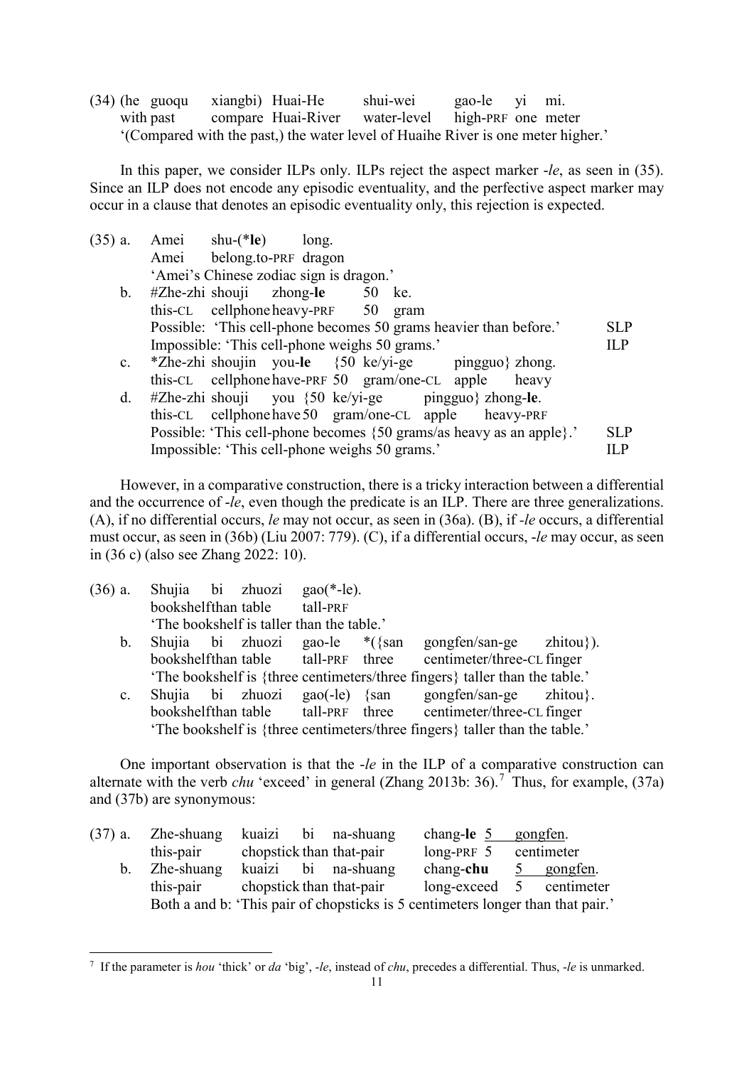(34) (he guoqu xiangbi) Huai-He shui-wei gao-le yi mi.
with past compare Huai-River water-level high-PRF one meter
'(Compared with the past,) the water level of Huaihe River is one meter higher.'

In this paper, we consider ILPs only. ILPs reject the aspect marker *-le*, as seen in (35). Since an ILP does not encode any episodic eventuality, and the perfective aspect marker may occur in a clause that denotes an episodic eventuality only, this rejection is expected.

(35) a. Amei shu-(\***le**) long.
Amei belong.to-PRF dragon
'Amei's Chinese zodiac sign is dragon.'

b. #Zhe-zhi shouji zhong-**le** 50 ke.
this-CL cellphone heavy-PRF 50 gram
Possible: 'This cell-phone becomes 50 grams heavier than before.' SLP
Impossible: 'This cell-phone weighs 50 grams.' ILP

c. \*Zhe-zhi shoujin you-**le** {50 ke/yi-ge pingguo} zhong.
this-CL cellphone have-PRF 50 gram/one-CL apple heavy

d. #Zhe-zhi shouji you {50 ke/yi-ge pingguo} zhong-**le**.
this-CL cellphone have 50 gram/one-CL apple heavy-PRF
Possible: 'This cell-phone becomes {50 grams/as heavy as an apple}.' SLP
Impossible: 'This cell-phone weighs 50 grams.' ILP

However, in a comparative construction, there is a tricky interaction between a differential and the occurrence of *-le*, even though the predicate is an ILP. There are three generalizations. (A), if no differential occurs, *le* may not occur, as seen in (36a). (B), if *-le* occurs, a differential must occur, as seen in (36b) (Liu 2007: 779). (C), if a differential occurs, *-le* may occur, as seen in (36 c) (also see Zhang 2022: 10).

(36) a. Shujia bi zhuozi gao(\*-le).
bookshelf than table tall-PRF
'The bookshelf is taller than the table.'

b. Shujia bi zhuozi gao-le \*({san gongfen/san-ge zhitou}).
bookshelf than table tall-PRF three centimeter/three-CL finger
'The bookshelf is {three centimeters/three fingers} taller than the table.'

c. Shujia bi zhuozi gao(-le) {san gongfen/san-ge zhitou}.
bookshelf than table tall-PRF three centimeter/three-CL finger
'The bookshelf is {three centimeters/three fingers} taller than the table.'

One important observation is that the *-le* in the ILP of a comparative construction can alternate with the verb *chu* 'exceed' in general (Zhang 2013b: 36).[7] Thus, for example, (37a) and (37b) are synonymous:

(37) a. Zhe-shuang kuaizi bi na-shuang chang-**le** 5 gongfen.
this-pair chopstick than that-pair long-PRF 5 centimeter

b. Zhe-shuang kuaizi bi na-shuang chang-**chu** 5 gongfen.
this-pair chopstick than that-pair long-exceed 5 centimeter
Both a and b: 'This pair of chopsticks is 5 centimeters longer than that pair.'

---

[7] If the parameter is *hou* 'thick' or *da* 'big', *-le*, instead of *chu*, precedes a differential. Thus, *-le* is unmarked.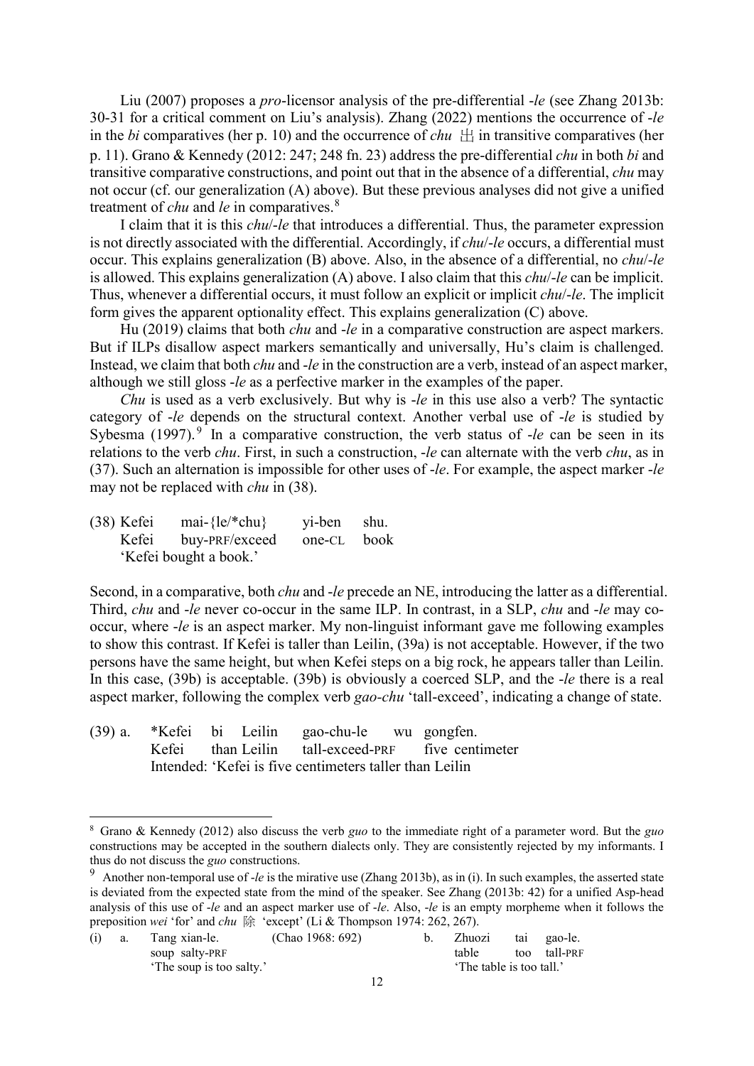Liu (2007) proposes a *pro*-licensor analysis of the pre-differential *-le* (see Zhang 2013b: 30-31 for a critical comment on Liu's analysis). Zhang (2022) mentions the occurrence of *-le* in the *bi* comparatives (her p. 10) and the occurrence of *chu* 出 in transitive comparatives (her p. 11). Grano & Kennedy (2012: 247; 248 fn. 23) address the pre-differential *chu* in both *bi* and transitive comparative constructions, and point out that in the absence of a differential, *chu* may not occur (cf. our generalization (A) above). But these previous analyses did not give a unified treatment of *chu* and *le* in comparatives.[8]

I claim that it is this *chu*/*-le* that introduces a differential. Thus, the parameter expression is not directly associated with the differential. Accordingly, if *chu*/*-le* occurs, a differential must occur. This explains generalization (B) above. Also, in the absence of a differential, no *chu*/*-le* is allowed. This explains generalization (A) above. I also claim that this *chu*/*-le* can be implicit. Thus, whenever a differential occurs, it must follow an explicit or implicit *chu*/*-le*. The implicit form gives the apparent optionality effect. This explains generalization (C) above.

Hu (2019) claims that both *chu* and *-le* in a comparative construction are aspect markers. But if ILPs disallow aspect markers semantically and universally, Hu's claim is challenged. Instead, we claim that both *chu* and *-le* in the construction are a verb, instead of an aspect marker, although we still gloss *-le* as a perfective marker in the examples of the paper.

*Chu* is used as a verb exclusively. But why is *-le* in this use also a verb? The syntactic category of *-le* depends on the structural context. Another verbal use of *-le* is studied by Sybesma (1997).[9] In a comparative construction, the verb status of *-le* can be seen in its relations to the verb *chu*. First, in such a construction, *-le* can alternate with the verb *chu*, as in (37). Such an alternation is impossible for other uses of *-le*. For example, the aspect marker *-le* may not be replaced with *chu* in (38).

(38) Kefei mai-{le/*chu} yi-ben shu.
     Kefei buy-PRF/exceed one-CL book
     'Kefei bought a book.'

Second, in a comparative, both *chu* and *-le* precede an NE, introducing the latter as a differential. Third, *chu* and *-le* never co-occur in the same ILP. In contrast, in a SLP, *chu* and *-le* may co-occur, where *-le* is an aspect marker. My non-linguist informant gave me following examples to show this contrast. If Kefei is taller than Leilin, (39a) is not acceptable. However, if the two persons have the same height, but when Kefei steps on a big rock, he appears taller than Leilin. In this case, (39b) is acceptable. (39b) is obviously a coerced SLP, and the *-le* there is a real aspect marker, following the complex verb *gao-chu* 'tall-exceed', indicating a change of state.

(39) a. *Kefei bi Leilin gao-chu-le wu gongfen.
     Kefei than Leilin tall-exceed-PRF five centimeter
     Intended: 'Kefei is five centimeters taller than Leilin

---

[8] Grano & Kennedy (2012) also discuss the verb *guo* to the immediate right of a parameter word. But the *guo* constructions may be accepted in the southern dialects only. They are consistently rejected by my informants. I thus do not discuss the *guo* constructions.

[9] Another non-temporal use of *-le* is the mirative use (Zhang 2013b), as in (i). In such examples, the asserted state is deviated from the expected state from the mind of the speaker. See Zhang (2013b: 42) for a unified Asp-head analysis of this use of *-le* and an aspect marker use of *-le*. Also, *-le* is an empty morpheme when it follows the preposition *wei* 'for' and *chu* 除 'except' (Li & Thompson 1974: 262, 267).

(i) a. Tang xian-le. (Chao 1968: 692)
       soup salty-PRF
       'The soup is too salty.'

    b. Zhuozi tai gao-le.
       table too tall-PRF
       'The table is too tall.'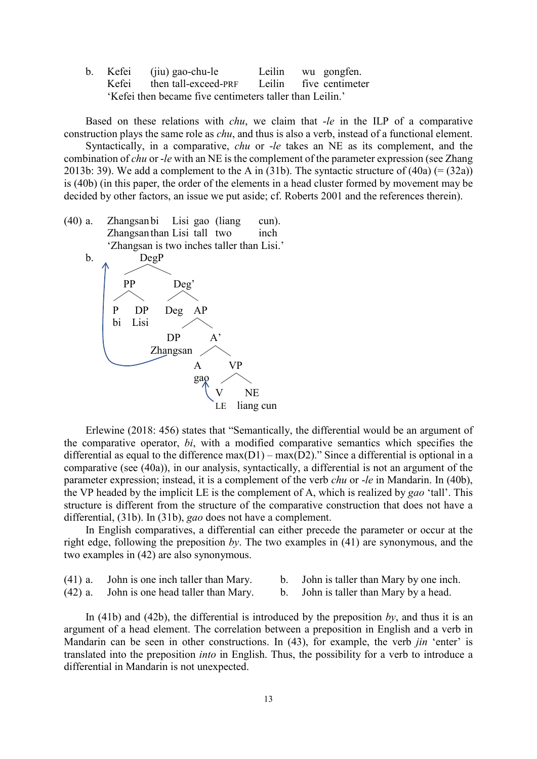b. Kefei (jiu) gao-chu-le Leilin wu gongfen.
   Kefei then tall-exceed-PRF Leilin five centimeter
   'Kefei then became five centimeters taller than Leilin.'

Based on these relations with *chu*, we claim that *-le* in the ILP of a comparative construction plays the same role as *chu*, and thus is also a verb, instead of a functional element.

Syntactically, in a comparative, *chu* or *-le* takes an NE as its complement, and the combination of *chu* or *-le* with an NE is the complement of the parameter expression (see Zhang 2013b: 39). We add a complement to the A in (31b). The syntactic structure of (40a) (= (32a)) is (40b) (in this paper, the order of the elements in a head cluster formed by movement may be decided by other factors, an issue we put aside; cf. Roberts 2001 and the references therein).

(40) a. Zhangsan bi Lisi gao (liang cun).
   Zhangsan than Lisi tall two inch
   'Zhangsan is two inches taller than Lisi.'

b.
```
                DegP
           /          \
         PP            Deg'
        /  \          /    \
       P    DP      Deg     AP
       bi   Lisi           /   \
                         DP     A'
                      Zhangsan /  \
                              A    VP
                             gao  /  \
                                 V    NE
                                 LE   liang cun
```
(Zhangsan moves to the specifier of DegP; LE moves to A *gao*.)

Erlewine (2018: 456) states that "Semantically, the differential would be an argument of the comparative operator, *bi*, with a modified comparative semantics which specifies the differential as equal to the difference max(D1) – max(D2)." Since a differential is optional in a comparative (see (40a)), in our analysis, syntactically, a differential is not an argument of the parameter expression; instead, it is a complement of the verb *chu* or *-le* in Mandarin. In (40b), the VP headed by the implicit LE is the complement of A, which is realized by *gao* 'tall'. This structure is different from the structure of the comparative construction that does not have a differential, (31b). In (31b), *gao* does not have a complement.

In English comparatives, a differential can either precede the parameter or occur at the right edge, following the preposition *by*. The two examples in (41) are synonymous, and the two examples in (42) are also synonymous.

(41) a. John is one inch taller than Mary.   b. John is taller than Mary by one inch.
(42) a. John is one head taller than Mary.   b. John is taller than Mary by a head.

In (41b) and (42b), the differential is introduced by the preposition *by*, and thus it is an argument of a head element. The correlation between a preposition in English and a verb in Mandarin can be seen in other constructions. In (43), for example, the verb *jin* 'enter' is translated into the preposition *into* in English. Thus, the possibility for a verb to introduce a differential in Mandarin is not unexpected.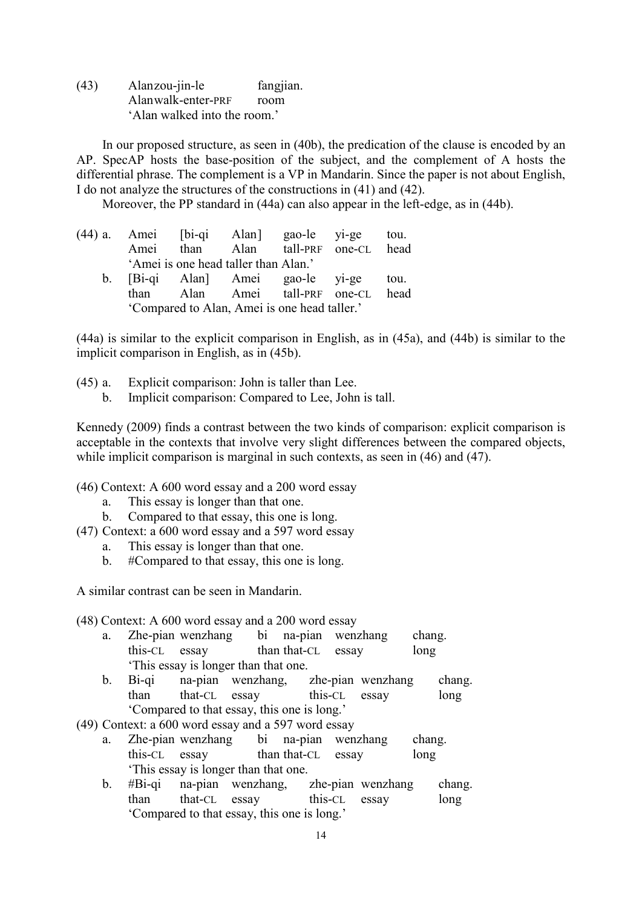(43) Alanzou-jin-le fangjian.
     Alanwalk-enter-PRF room
     'Alan walked into the room.'

In our proposed structure, as seen in (40b), the predication of the clause is encoded by an AP. SpecAP hosts the base-position of the subject, and the complement of A hosts the differential phrase. The complement is a VP in Mandarin. Since the paper is not about English, I do not analyze the structures of the constructions in (41) and (42).

Moreover, the PP standard in (44a) can also appear in the left-edge, as in (44b).

(44) a. Amei [bi-qi Alan] gao-le yi-ge tou.
        Amei than Alan tall-PRF one-CL head
        'Amei is one head taller than Alan.'
     b. [Bi-qi Alan] Amei gao-le yi-ge tou.
        than Alan Amei tall-PRF one-CL head
        'Compared to Alan, Amei is one head taller.'

(44a) is similar to the explicit comparison in English, as in (45a), and (44b) is similar to the implicit comparison in English, as in (45b).

(45) a. Explicit comparison: John is taller than Lee.
     b. Implicit comparison: Compared to Lee, John is tall.

Kennedy (2009) finds a contrast between the two kinds of comparison: explicit comparison is acceptable in the contexts that involve very slight differences between the compared objects, while implicit comparison is marginal in such contexts, as seen in (46) and (47).

(46) Context: A 600 word essay and a 200 word essay
     a. This essay is longer than that one.
     b. Compared to that essay, this one is long.

(47) Context: a 600 word essay and a 597 word essay
     a. This essay is longer than that one.
     b. #Compared to that essay, this one is long.

A similar contrast can be seen in Mandarin.

(48) Context: A 600 word essay and a 200 word essay
     a. Zhe-pian wenzhang bi na-pian wenzhang chang.
        this-CL essay than that-CL essay long
        'This essay is longer than that one.
     b. Bi-qi na-pian wenzhang, zhe-pian wenzhang chang.
        than that-CL essay this-CL essay long
        'Compared to that essay, this one is long.'

(49) Context: a 600 word essay and a 597 word essay
     a. Zhe-pian wenzhang bi na-pian wenzhang chang.
        this-CL essay than that-CL essay long
        'This essay is longer than that one.
     b. #Bi-qi na-pian wenzhang, zhe-pian wenzhang chang.
        than that-CL essay this-CL essay long
        'Compared to that essay, this one is long.'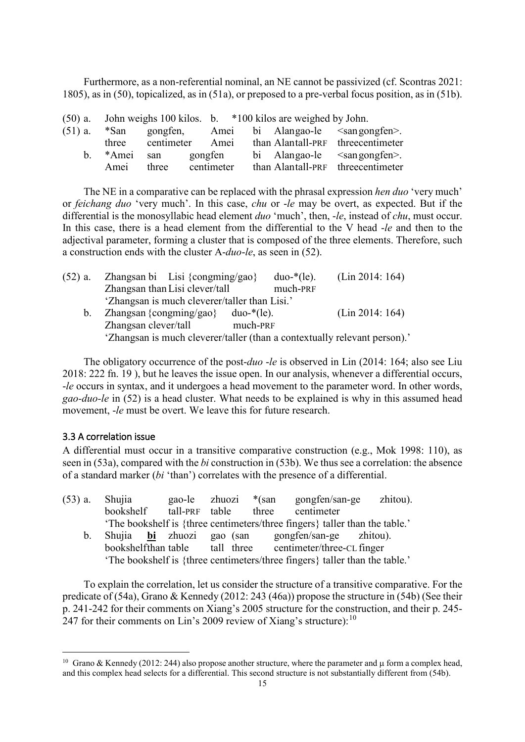Furthermore, as a non-referential nominal, an NE cannot be passivized (cf. Scontras 2021: 1805), as in (50), topicalized, as in (51a), or preposed to a pre-verbal focus position, as in (51b).

(50) a. John weighs 100 kilos. b. *100 kilos are weighed by John.

(51) a. *San gongfen, Amei bi Alan gao-le <san gongfen>.
three centimeter Amei than Alan tall-PRF three centimeter

b. *Amei san gongfen bi Alan gao-le <san gongfen>.
Amei three centimeter than Alan tall-PRF three centimeter

The NE in a comparative can be replaced with the phrasal expression *hen duo* 'very much' or *feichang duo* 'very much'. In this case, *chu* or *-le* may be overt, as expected. But if the differential is the monosyllabic head element *duo* 'much', then, *-le*, instead of *chu*, must occur. In this case, there is a head element from the differential to the V head *-le* and then to the adjectival parameter, forming a cluster that is composed of the three elements. Therefore, such a construction ends with the cluster A-*duo*-*le*, as seen in (52).

(52) a. Zhangsan bi Lisi {congming/gao} duo-*(le). (Lin 2014: 164)
Zhangsan than Lisi clever/tall much-PRF
'Zhangsan is much cleverer/taller than Lisi.'

b. Zhangsan {congming/gao} duo-*(le). (Lin 2014: 164)
Zhangsan clever/tall much-PRF
'Zhangsan is much cleverer/taller (than a contextually relevant person).'

The obligatory occurrence of the post-*duo* *-le* is observed in Lin (2014: 164; also see Liu 2018: 222 fn. 19 ), but he leaves the issue open. In our analysis, whenever a differential occurs, *-le* occurs in syntax, and it undergoes a head movement to the parameter word. In other words, *gao-duo-le* in (52) is a head cluster. What needs to be explained is why in this assumed head movement, *-le* must be overt. We leave this for future research.

### 3.3 A correlation issue

A differential must occur in a transitive comparative construction (e.g., Mok 1998: 110), as seen in (53a), compared with the *bi* construction in (53b). We thus see a correlation: the absence of a standard marker (*bi* 'than') correlates with the presence of a differential.

(53) a. Shujia gao-le zhuozi *(san gongfen/san-ge zhitou).
bookshelf tall-PRF table three centimeter
'The bookshelf is {three centimeters/three fingers} taller than the table.'

b. Shujia **bi** zhuozi gao (san gongfen/san-ge zhitou).
bookshelf than table tall three centimeter/three-CL finger
'The bookshelf is {three centimeters/three fingers} taller than the table.'

To explain the correlation, let us consider the structure of a transitive comparative. For the predicate of (54a), Grano & Kennedy (2012: 243 (46a)) propose the structure in (54b) (See their p. 241-242 for their comments on Xiang's 2005 structure for the construction, and their p. 245-247 for their comments on Lin's 2009 review of Xiang's structure):[10]

---

[10] Grano & Kennedy (2012: 244) also propose another structure, where the parameter and μ form a complex head, and this complex head selects for a differential. This second structure is not substantially different from (54b).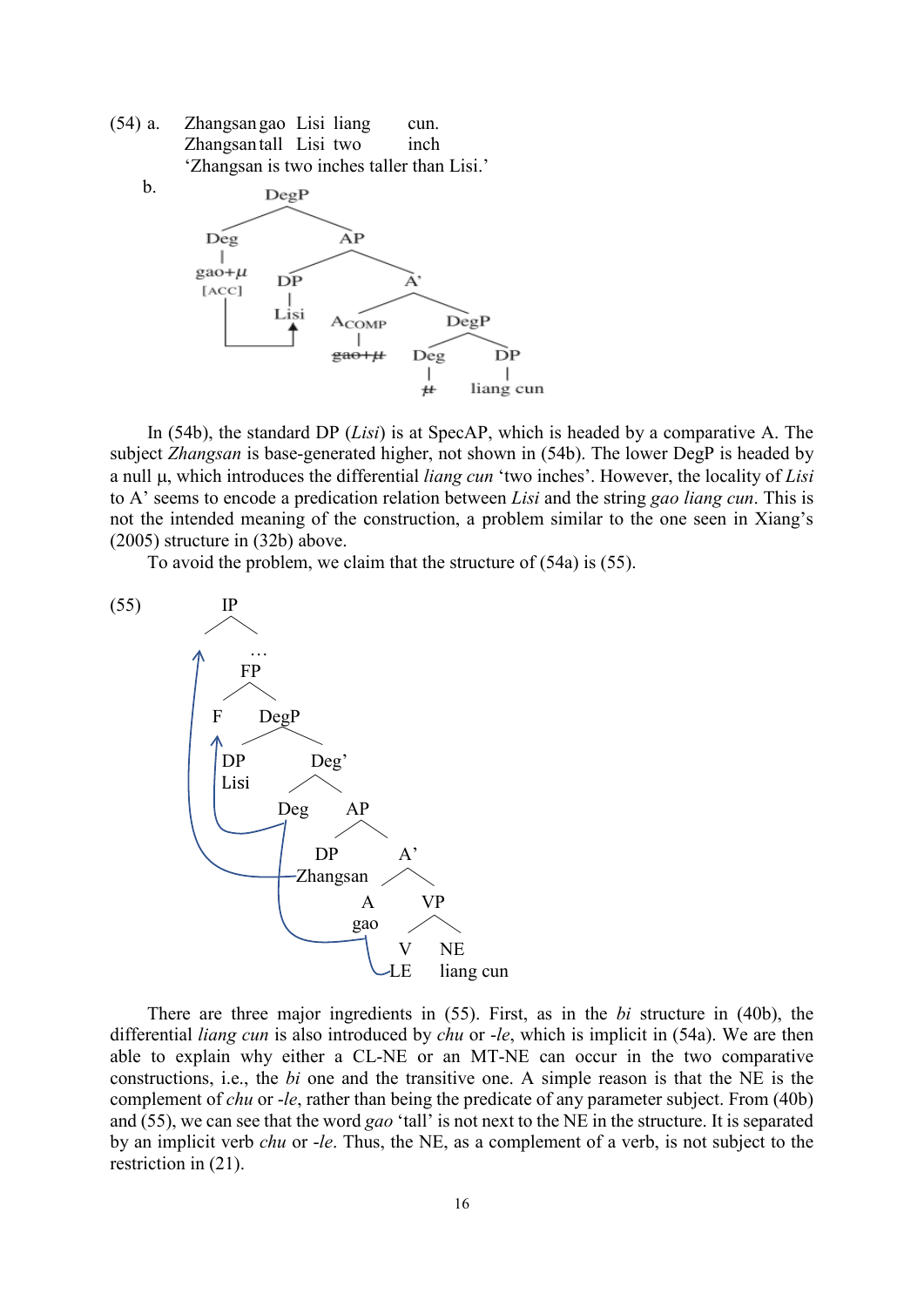(54) a. Zhangsan gao Lisi liang cun.
Zhangsan tall Lisi two inch
'Zhangsan is two inches taller than Lisi.'

b.

```
DegP
├── Deg
│   └── gao+μ [ACC]
└── AP
    ├── DP
    │   └── Lisi
    └── A'
        ├── ACOMP
        │   └── gao+μ (struck through)
        └── DegP
            ├── Deg
            │   └── μ (struck through)
            └── DP
                └── liang cun
```

In (54b), the standard DP (*Lisi*) is at SpecAP, which is headed by a comparative A. The subject *Zhangsan* is base-generated higher, not shown in (54b). The lower DegP is headed by a null μ, which introduces the differential *liang cun* 'two inches'. However, the locality of *Lisi* to A' seems to encode a predication relation between *Lisi* and the string *gao liang cun*. This is not the intended meaning of the construction, a problem similar to the one seen in Xiang's (2005) structure in (32b) above.

To avoid the problem, we claim that the structure of (54a) is (55).

(55)

```
IP
└── …
    └── FP
        ├── F
        └── DegP
            ├── DP
            │   └── Lisi
            └── Deg'
                ├── Deg
                └── AP
                    ├── DP
                    │   └── Zhangsan
                    └── A'
                        ├── A
                        │   └── gao
                        └── VP
                            ├── V
                            │   └── LE
                            └── NE
                                └── liang cun
```

There are three major ingredients in (55). First, as in the *bi* structure in (40b), the differential *liang cun* is also introduced by *chu* or *-le*, which is implicit in (54a). We are then able to explain why either a CL-NE or an MT-NE can occur in the two comparative constructions, i.e., the *bi* one and the transitive one. A simple reason is that the NE is the complement of *chu* or *-le*, rather than being the predicate of any parameter subject. From (40b) and (55), we can see that the word *gao* 'tall' is not next to the NE in the structure. It is separated by an implicit verb *chu* or *-le*. Thus, the NE, as a complement of a verb, is not subject to the restriction in (21).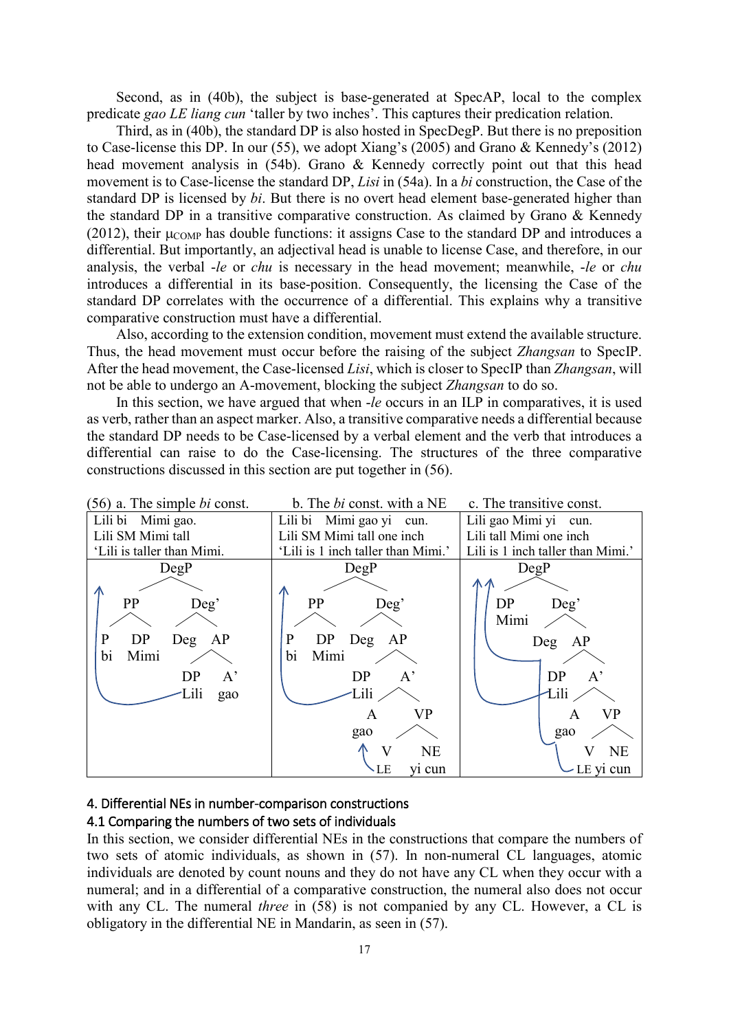Second, as in (40b), the subject is base-generated at SpecAP, local to the complex predicate *gao LE liang cun* 'taller by two inches'. This captures their predication relation.

Third, as in (40b), the standard DP is also hosted in SpecDegP. But there is no preposition to Case-license this DP. In our (55), we adopt Xiang's (2005) and Grano & Kennedy's (2012) head movement analysis in (54b). Grano & Kennedy correctly point out that this head movement is to Case-license the standard DP, *Lisi* in (54a). In a *bi* construction, the Case of the standard DP is licensed by *bi*. But there is no overt head element base-generated higher than the standard DP in a transitive comparative construction. As claimed by Grano & Kennedy (2012), their $\mu_{COMP}$ has double functions: it assigns Case to the standard DP and introduces a differential. But importantly, an adjectival head is unable to license Case, and therefore, in our analysis, the verbal *-le* or *chu* is necessary in the head movement; meanwhile, *-le* or *chu* introduces a differential in its base-position. Consequently, the licensing the Case of the standard DP correlates with the occurrence of a differential. This explains why a transitive comparative construction must have a differential.

Also, according to the extension condition, movement must extend the available structure. Thus, the head movement must occur before the raising of the subject *Zhangsan* to SpecIP. After the head movement, the Case-licensed *Lisi*, which is closer to SpecIP than *Zhangsan*, will not be able to undergo an A-movement, blocking the subject *Zhangsan* to do so.

In this section, we have argued that when *-le* occurs in an ILP in comparatives, it is used as verb, rather than an aspect marker. Also, a transitive comparative needs a differential because the standard DP needs to be Case-licensed by a verbal element and the verb that introduces a differential can raise to do the Case-licensing. The structures of the three comparative constructions discussed in this section are put together in (56).

| (56) a. The simple *bi* const. | b. The *bi* const. with a NE | c. The transitive const. |
|---|---|---|
| Lili bi Mimi gao.<br>Lili SM Mimi tall<br>'Lili is taller than Mimi. | Lili bi Mimi gao yi cun.<br>Lili SM Mimi tall one inch<br>'Lili is 1 inch taller than Mimi.' | Lili gao Mimi yi cun.<br>Lili tall Mimi one inch<br>Lili is 1 inch taller than Mimi.' |
| [DegP [PP [P bi] [DP Mimi]] [Deg' Deg [AP [DP Lili] [A' gao]]]] (Lili raises to the top) | [DegP [PP [P bi] [DP Mimi]] [Deg' Deg [AP [DP Lili] [A' [A gao] [VP [V LE] [NE yi cun]]]]]] (Lili raises to the top; LE raises to gao) | [DegP [DP Mimi] [Deg' Deg [AP [DP Lili] [A' [A gao] [VP [V LE] [NE yi cun]]]]]] (Lili raises to the top; LE raises through gao to Deg) |

## 4. Differential NEs in number-comparison constructions

### 4.1 Comparing the numbers of two sets of individuals

In this section, we consider differential NEs in the constructions that compare the numbers of two sets of atomic individuals, as shown in (57). In non-numeral CL languages, atomic individuals are denoted by count nouns and they do not have any CL when they occur with a numeral; and in a differential of a comparative construction, the numeral also does not occur with any CL. The numeral *three* in (58) is not companied by any CL. However, a CL is obligatory in the differential NE in Mandarin, as seen in (57).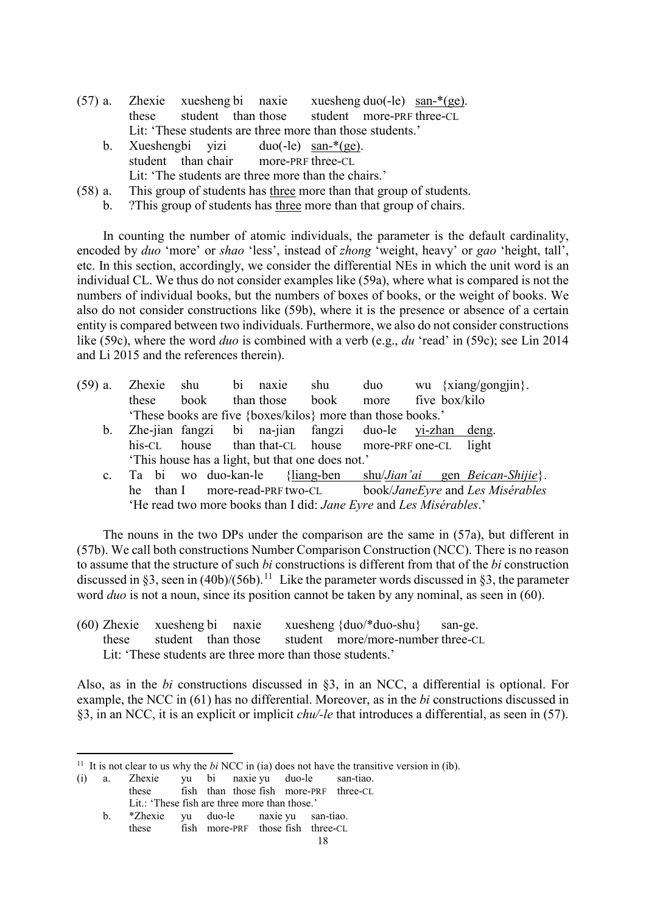(57) a. Zhexie xuesheng bi naxie xuesheng duo(-le) <u>san-*(ge)</u>.
    these student than those student more-PRF three-CL
    Lit: 'These students are three more than those students.'

  b. Xueshengbi yizi duo(-le) <u>san-*(ge)</u>.
    student than chair more-PRF three-CL
    Lit: 'The students are three more than the chairs.'

(58) a. This group of students has <u>three</u> more than that group of students.

  b. ?This group of students has <u>three</u> more than that group of chairs.

In counting the number of atomic individuals, the parameter is the default cardinality, encoded by *duo* 'more' or *shao* 'less', instead of *zhong* 'weight, heavy' or *gao* 'height, tall', etc. In this section, accordingly, we consider the differential NEs in which the unit word is an individual CL. We thus do not consider examples like (59a), where what is compared is not the numbers of individual books, but the numbers of boxes of books, or the weight of books. We also do not consider constructions like (59b), where it is the presence or absence of a certain entity is compared between two individuals. Furthermore, we also do not consider constructions like (59c), where the word *duo* is combined with a verb (e.g., *du* 'read' in (59c); see Lin 2014 and Li 2015 and the references therein).

(59) a. Zhexie shu bi naxie shu duo wu {xiang/gongjin}.
    these book than those book more five box/kilo
    'These books are five {boxes/kilos} more than those books.'

  b. Zhe-jian fangzi bi na-jian fangzi duo-le <u>yi-zhan deng</u>.
    his-CL house than that-CL house more-PRF one-CL light
    'This house has a light, but that one does not.'

  c. Ta bi wo duo-kan-le {<u>liang-ben shu</u>/<u>*Jian'ai* gen *Beican-Shijie*</u>}.
    he than I more-read-PRF two-CL book/*JaneEyre* and *Les Misérables*
    'He read two more books than I did: *Jane Eyre* and *Les Misérables*.'

The nouns in the two DPs under the comparison are the same in (57a), but different in (57b). We call both constructions Number Comparison Construction (NCC). There is no reason to assume that the structure of such *bi* constructions is different from that of the *bi* construction discussed in §3, seen in (40b)/(56b).[11] Like the parameter words discussed in §3, the parameter word *duo* is not a noun, since its position cannot be taken by any nominal, as seen in (60).

(60) Zhexie xuesheng bi naxie xuesheng {duo/*duo-shu} san-ge.
  these student than those student more/more-number three-CL
  Lit: 'These students are three more than those students.'

Also, as in the *bi* constructions discussed in §3, in an NCC, a differential is optional. For example, the NCC in (61) has no differential. Moreover, as in the *bi* constructions discussed in §3, in an NCC, it is an explicit or implicit *chu/-le* that introduces a differential, as seen in (57).

---

[11] It is not clear to us why the *bi* NCC in (ia) does not have the transitive version in (ib).

(i) a. Zhexie yu bi naxie yu duo-le san-tiao.
    these fish than those fish more-PRF three-CL
    Lit.: 'These fish are three more than those.'

  b. *Zhexie yu duo-le naxie yu san-tiao.
    these fish more-PRF those fish three-CL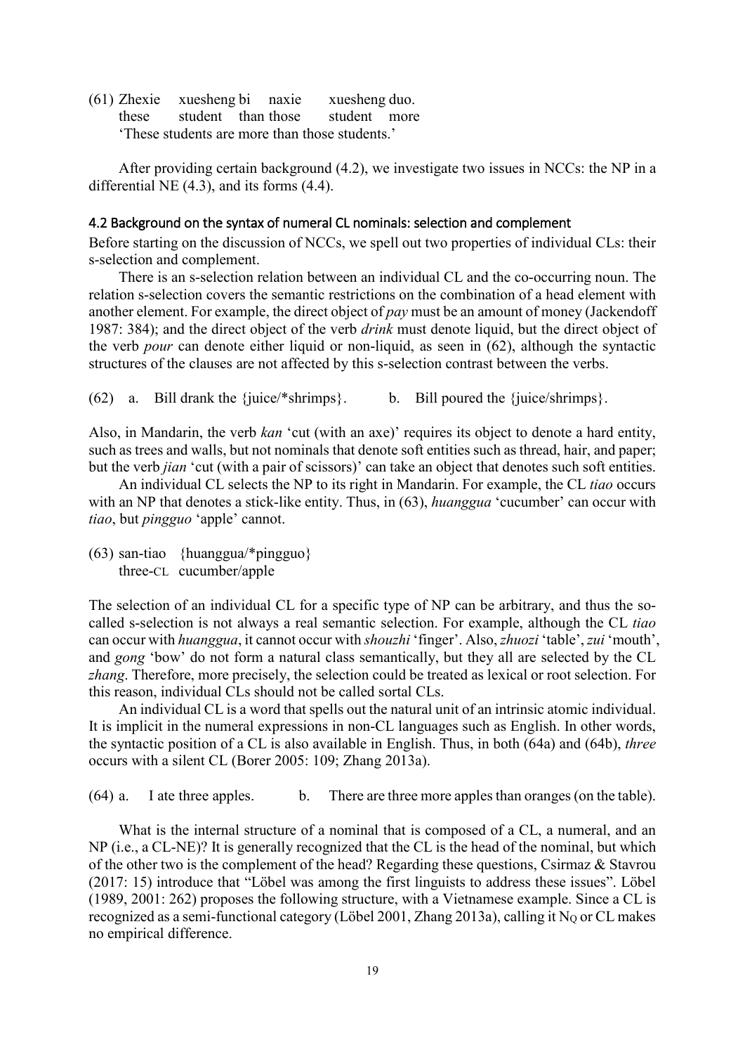(61) Zhexie xuesheng bi naxie xuesheng duo.
these student than those student more
'These students are more than those students.'

After providing certain background (4.2), we investigate two issues in NCCs: the NP in a differential NE (4.3), and its forms (4.4).

### 4.2 Background on the syntax of numeral CL nominals: selection and complement

Before starting on the discussion of NCCs, we spell out two properties of individual CLs: their s-selection and complement.

There is an s-selection relation between an individual CL and the co-occurring noun. The relation s-selection covers the semantic restrictions on the combination of a head element with another element. For example, the direct object of *pay* must be an amount of money (Jackendoff 1987: 384); and the direct object of the verb *drink* must denote liquid, but the direct object of the verb *pour* can denote either liquid or non-liquid, as seen in (62), although the syntactic structures of the clauses are not affected by this s-selection contrast between the verbs.

(62) a. Bill drank the {juice/*shrimps}. b. Bill poured the {juice/shrimps}.

Also, in Mandarin, the verb *kan* 'cut (with an axe)' requires its object to denote a hard entity, such as trees and walls, but not nominals that denote soft entities such as thread, hair, and paper; but the verb *jian* 'cut (with a pair of scissors)' can take an object that denotes such soft entities.

An individual CL selects the NP to its right in Mandarin. For example, the CL *tiao* occurs with an NP that denotes a stick-like entity. Thus, in (63), *huanggua* 'cucumber' can occur with *tiao*, but *pingguo* 'apple' cannot.

(63) san-tiao {huanggua/*pingguo}
three-CL cucumber/apple

The selection of an individual CL for a specific type of NP can be arbitrary, and thus the so-called s-selection is not always a real semantic selection. For example, although the CL *tiao* can occur with *huanggua*, it cannot occur with *shouzhi* 'finger'. Also, *zhuozi* 'table', *zui* 'mouth', and *gong* 'bow' do not form a natural class semantically, but they all are selected by the CL *zhang*. Therefore, more precisely, the selection could be treated as lexical or root selection. For this reason, individual CLs should not be called sortal CLs.

An individual CL is a word that spells out the natural unit of an intrinsic atomic individual. It is implicit in the numeral expressions in non-CL languages such as English. In other words, the syntactic position of a CL is also available in English. Thus, in both (64a) and (64b), *three* occurs with a silent CL (Borer 2005: 109; Zhang 2013a).

(64) a. I ate three apples. b. There are three more apples than oranges (on the table).

What is the internal structure of a nominal that is composed of a CL, a numeral, and an NP (i.e., a CL-NE)? It is generally recognized that the CL is the head of the nominal, but which of the other two is the complement of the head? Regarding these questions, Csirmaz & Stavrou (2017: 15) introduce that "Löbel was among the first linguists to address these issues". Löbel (1989, 2001: 262) proposes the following structure, with a Vietnamese example. Since a CL is recognized as a semi-functional category (Löbel 2001, Zhang 2013a), calling it $N_Q$ or CL makes no empirical difference.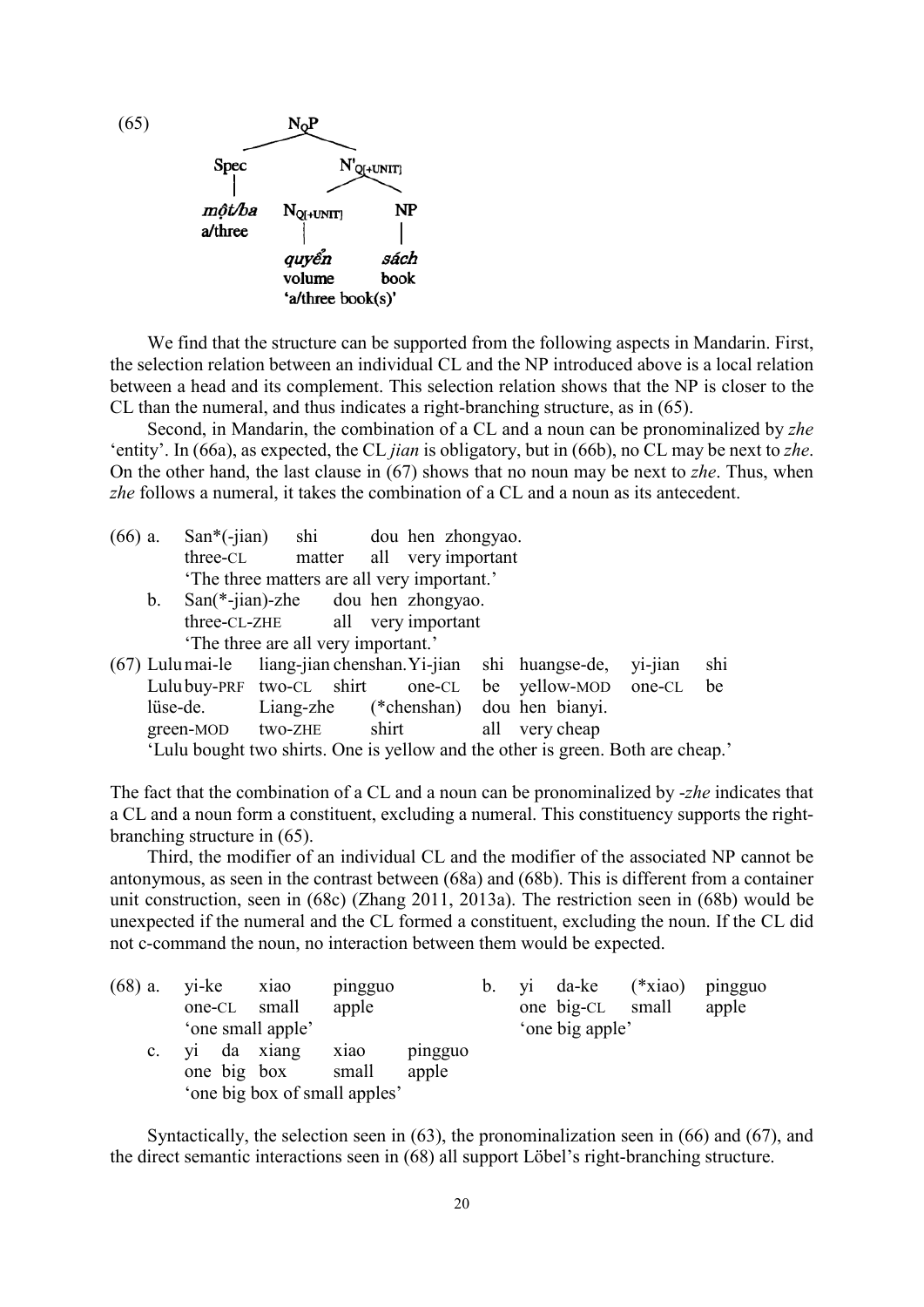(65) [tree diagram: $N_QP$ → Spec (*một/ba* 'a/three'), $N'_{Q[+UNIT]}$ → $N_{Q[+UNIT]}$ (*quyển* 'volume'), NP (*sách* 'book'); 'a/three book(s)']

We find that the structure can be supported from the following aspects in Mandarin. First, the selection relation between an individual CL and the NP introduced above is a local relation between a head and its complement. This selection relation shows that the NP is closer to the CL than the numeral, and thus indicates a right-branching structure, as in (65).

Second, in Mandarin, the combination of a CL and a noun can be pronominalized by *zhe* 'entity'. In (66a), as expected, the CL *jian* is obligatory, but in (66b), no CL may be next to *zhe*. On the other hand, the last clause in (67) shows that no noun may be next to *zhe*. Thus, when *zhe* follows a numeral, it takes the combination of a CL and a noun as its antecedent.

(66) a. San*(-jian) shi dou hen zhongyao.
   three-CL matter all very important
   'The three matters are all very important.'

b. San(*-jian)-zhe dou hen zhongyao.
   three-CL-ZHE all very important
   'The three are all very important.'

(67) Lulu mai-le liang-jian chenshan. Yi-jian shi huangse-de, yi-jian shi
   Lulu buy-PRF two-CL shirt one-CL be yellow-MOD one-CL be
   lüse-de. Liang-zhe (*chenshan) dou hen bianyi.
   green-MOD two-ZHE shirt all very cheap
   'Lulu bought two shirts. One is yellow and the other is green. Both are cheap.'

The fact that the combination of a CL and a noun can be pronominalized by *-zhe* indicates that a CL and a noun form a constituent, excluding a numeral. This constituency supports the right-branching structure in (65).

Third, the modifier of an individual CL and the modifier of the associated NP cannot be antonymous, as seen in the contrast between (68a) and (68b). This is different from a container unit construction, seen in (68c) (Zhang 2011, 2013a). The restriction seen in (68b) would be unexpected if the numeral and the CL formed a constituent, excluding the noun. If the CL did not c-command the noun, no interaction between them would be expected.

(68) a. yi-ke xiao pingguo
   one-CL small apple
   'one small apple'

b. yi da-ke (*xiao) pingguo
   one big-CL small apple
   'one big apple'

c. yi da xiang xiao pingguo
   one big box small apple
   'one big box of small apples'

Syntactically, the selection seen in (63), the pronominalization seen in (66) and (67), and the direct semantic interactions seen in (68) all support Löbel's right-branching structure.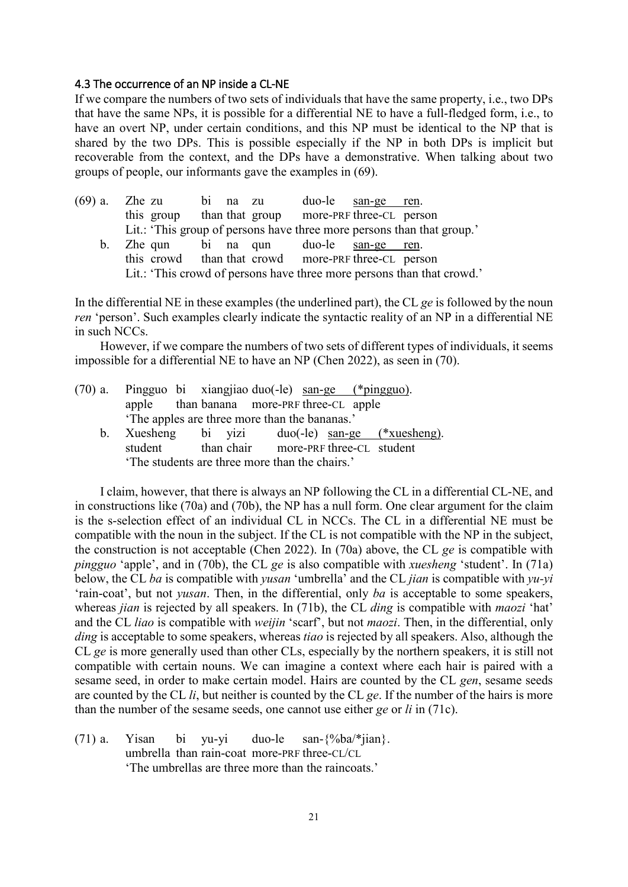### 4.3 The occurrence of an NP inside a CL-NE

If we compare the numbers of two sets of individuals that have the same property, i.e., two DPs that have the same NPs, it is possible for a differential NE to have a full-fledged form, i.e., to have an overt NP, under certain conditions, and this NP must be identical to the NP that is shared by the two DPs. This is possible especially if the NP in both DPs is implicit but recoverable from the context, and the DPs have a demonstrative. When talking about two groups of people, our informants gave the examples in (69).

(69) a. Zhe zu bi na zu duo-le <u>san-ge ren</u>.
this group than that group more-PRF three-CL person
Lit.: 'This group of persons have three more persons than that group.'

b. Zhe qun bi na qun duo-le <u>san-ge ren</u>.
this crowd than that crowd more-PRF three-CL person
Lit.: 'This crowd of persons have three more persons than that crowd.'

In the differential NE in these examples (the underlined part), the CL *ge* is followed by the noun *ren* 'person'. Such examples clearly indicate the syntactic reality of an NP in a differential NE in such NCCs.

However, if we compare the numbers of two sets of different types of individuals, it seems impossible for a differential NE to have an NP (Chen 2022), as seen in (70).

(70) a. Pingguo bi xiangjiao duo(-le) <u>san-ge (*pingguo)</u>.
apple than banana more-PRF three-CL apple
'The apples are three more than the bananas.'

b. Xuesheng bi yizi duo(-le) <u>san-ge (*xuesheng)</u>.
student than chair more-PRF three-CL student
'The students are three more than the chairs.'

I claim, however, that there is always an NP following the CL in a differential CL-NE, and in constructions like (70a) and (70b), the NP has a null form. One clear argument for the claim is the s-selection effect of an individual CL in NCCs. The CL in a differential NE must be compatible with the noun in the subject. If the CL is not compatible with the NP in the subject, the construction is not acceptable (Chen 2022). In (70a) above, the CL *ge* is compatible with *pingguo* 'apple', and in (70b), the CL *ge* is also compatible with *xuesheng* 'student'. In (71a) below, the CL *ba* is compatible with *yusan* 'umbrella' and the CL *jian* is compatible with *yu-yi* 'rain-coat', but not *yusan*. Then, in the differential, only *ba* is acceptable to some speakers, whereas *jian* is rejected by all speakers. In (71b), the CL *ding* is compatible with *maozi* 'hat' and the CL *liao* is compatible with *weijin* 'scarf', but not *maozi*. Then, in the differential, only *ding* is acceptable to some speakers, whereas *tiao* is rejected by all speakers. Also, although the CL *ge* is more generally used than other CLs, especially by the northern speakers, it is still not compatible with certain nouns. We can imagine a context where each hair is paired with a sesame seed, in order to make certain model. Hairs are counted by the CL *gen*, sesame seeds are counted by the CL *li*, but neither is counted by the CL *ge*. If the number of the hairs is more than the number of the sesame seeds, one cannot use either *ge* or *li* in (71c).

(71) a. Yisan bi yu-yi duo-le san-{%ba/*jian}.
umbrella than rain-coat more-PRF three-CL/CL
'The umbrellas are three more than the raincoats.'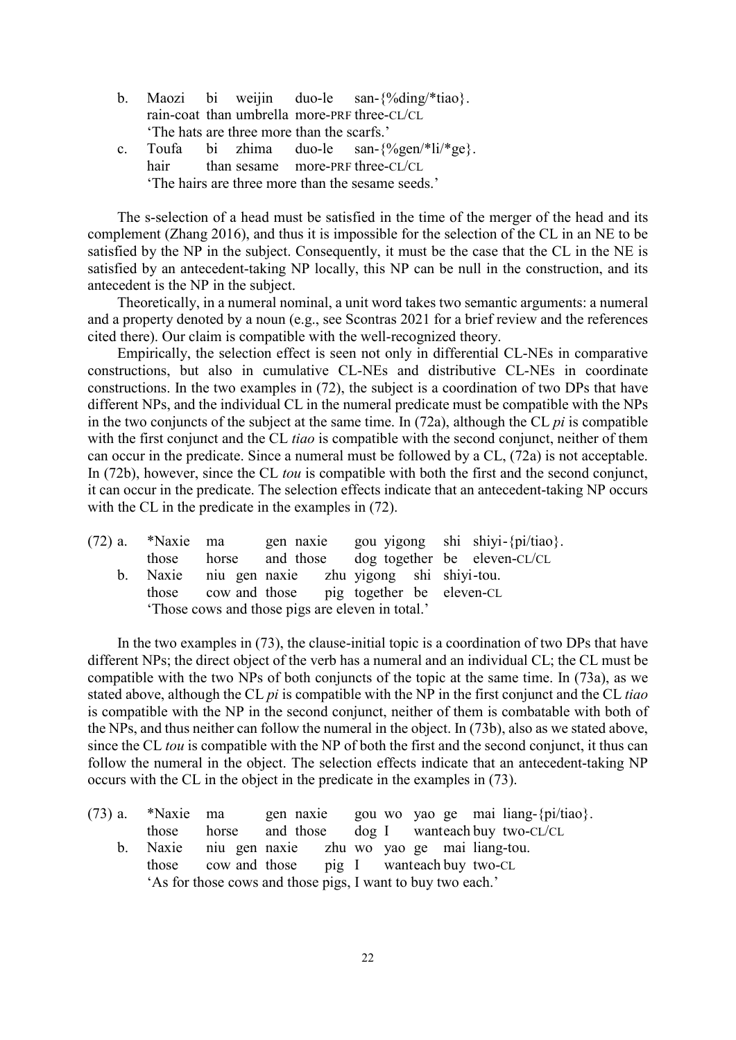b. Maozi bi weijin duo-le san-{%ding/*tiao}.
   rain-coat than umbrella more-PRF three-CL/CL
   'The hats are three more than the scarfs.'

c. Toufa bi zhima duo-le san-{%gen/*li/*ge}.
   hair than sesame more-PRF three-CL/CL
   'The hairs are three more than the sesame seeds.'

The s-selection of a head must be satisfied in the time of the merger of the head and its complement (Zhang 2016), and thus it is impossible for the selection of the CL in an NE to be satisfied by the NP in the subject. Consequently, it must be the case that the CL in the NE is satisfied by an antecedent-taking NP locally, this NP can be null in the construction, and its antecedent is the NP in the subject.

Theoretically, in a numeral nominal, a unit word takes two semantic arguments: a numeral and a property denoted by a noun (e.g., see Scontras 2021 for a brief review and the references cited there). Our claim is compatible with the well-recognized theory.

Empirically, the selection effect is seen not only in differential CL-NEs in comparative constructions, but also in cumulative CL-NEs and distributive CL-NEs in coordinate constructions. In the two examples in (72), the subject is a coordination of two DPs that have different NPs, and the individual CL in the numeral predicate must be compatible with the NPs in the two conjuncts of the subject at the same time. In (72a), although the CL *pi* is compatible with the first conjunct and the CL *tiao* is compatible with the second conjunct, neither of them can occur in the predicate. Since a numeral must be followed by a CL, (72a) is not acceptable. In (72b), however, since the CL *tou* is compatible with both the first and the second conjunct, it can occur in the predicate. The selection effects indicate that an antecedent-taking NP occurs with the CL in the predicate in the examples in (72).

(72) a. *Naxie ma gen naxie gou yigong shi shiyi-{pi/tiao}.
   those horse and those dog together be eleven-CL/CL

b. Naxie niu gen naxie zhu yigong shi shiyi-tou.
   those cow and those pig together be eleven-CL
   'Those cows and those pigs are eleven in total.'

In the two examples in (73), the clause-initial topic is a coordination of two DPs that have different NPs; the direct object of the verb has a numeral and an individual CL; the CL must be compatible with the two NPs of both conjuncts of the topic at the same time. In (73a), as we stated above, although the CL *pi* is compatible with the NP in the first conjunct and the CL *tiao* is compatible with the NP in the second conjunct, neither of them is combatable with both of the NPs, and thus neither can follow the numeral in the object. In (73b), also as we stated above, since the CL *tou* is compatible with the NP of both the first and the second conjunct, it thus can follow the numeral in the object. The selection effects indicate that an antecedent-taking NP occurs with the CL in the object in the predicate in the examples in (73).

(73) a. *Naxie ma gen naxie gou wo yao ge mai liang-{pi/tiao}.
   those horse and those dog I want each buy two-CL/CL

b. Naxie niu gen naxie zhu wo yao ge mai liang-tou.
   those cow and those pig I want each buy two-CL
   'As for those cows and those pigs, I want to buy two each.'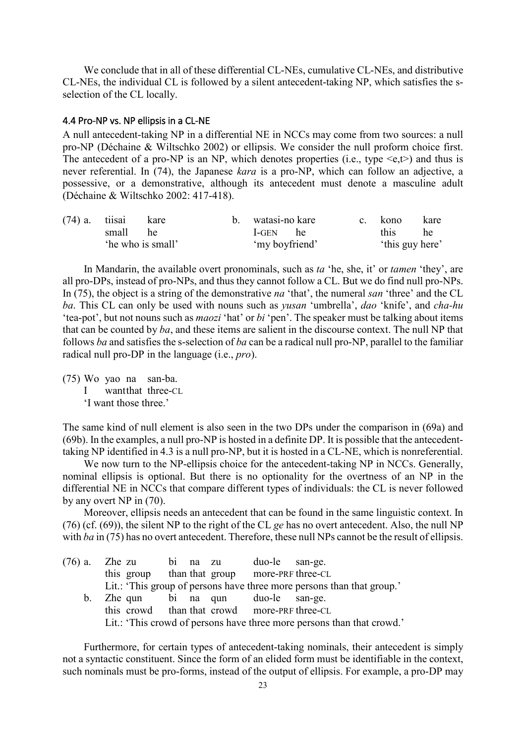We conclude that in all of these differential CL-NEs, cumulative CL-NEs, and distributive CL-NEs, the individual CL is followed by a silent antecedent-taking NP, which satisfies the s-selection of the CL locally.

### 4.4 Pro-NP vs. NP ellipsis in a CL-NE

A null antecedent-taking NP in a differential NE in NCCs may come from two sources: a null pro-NP (Déchaine & Wiltschko 2002) or ellipsis. We consider the null proform choice first. The antecedent of a pro-NP is an NP, which denotes properties (i.e., type <e,t>) and thus is never referential. In (74), the Japanese *kara* is a pro-NP, which can follow an adjective, a possessive, or a demonstrative, although its antecedent must denote a masculine adult (Déchaine & Wiltschko 2002: 417-418).

(74) a. tiisai kare
    small he
    'he who is small'

  b. watasi-no kare
    I-GEN he
    'my boyfriend'

  c. kono kare
    this he
    'this guy here'

In Mandarin, the available overt pronominals, such as *ta* 'he, she, it' or *tamen* 'they', are all pro-DPs, instead of pro-NPs, and thus they cannot follow a CL. But we do find null pro-NPs. In (75), the object is a string of the demonstrative *na* 'that', the numeral *san* 'three' and the CL *ba*. This CL can only be used with nouns such as *yusan* 'umbrella', *dao* 'knife', and *cha-hu* 'tea-pot', but not nouns such as *maozi* 'hat' or *bi* 'pen'. The speaker must be talking about items that can be counted by *ba*, and these items are salient in the discourse context. The null NP that follows *ba* and satisfies the s-selection of *ba* can be a radical null pro-NP, parallel to the familiar radical null pro-DP in the language (i.e., *pro*).

(75) Wo yao na san-ba.
  I want that three-CL
  'I want those three.'

The same kind of null element is also seen in the two DPs under the comparison in (69a) and (69b). In the examples, a null pro-NP is hosted in a definite DP. It is possible that the antecedent-taking NP identified in 4.3 is a null pro-NP, but it is hosted in a CL-NE, which is nonreferential.

We now turn to the NP-ellipsis choice for the antecedent-taking NP in NCCs. Generally, nominal ellipsis is optional. But there is no optionality for the overtness of an NP in the differential NE in NCCs that compare different types of individuals: the CL is never followed by any overt NP in (70).

Moreover, ellipsis needs an antecedent that can be found in the same linguistic context. In (76) (cf. (69)), the silent NP to the right of the CL *ge* has no overt antecedent. Also, the null NP with *ba* in (75) has no overt antecedent. Therefore, these null NPs cannot be the result of ellipsis.

(76) a. Zhe zu bi na zu duo-le san-ge.
    this group than that group more-PRF three-CL
    Lit.: 'This group of persons have three more persons than that group.'

  b. Zhe qun bi na qun duo-le san-ge.
    this crowd than that crowd more-PRF three-CL
    Lit.: 'This crowd of persons have three more persons than that crowd.'

Furthermore, for certain types of antecedent-taking nominals, their antecedent is simply not a syntactic constituent. Since the form of an elided form must be identifiable in the context, such nominals must be pro-forms, instead of the output of ellipsis. For example, a pro-DP may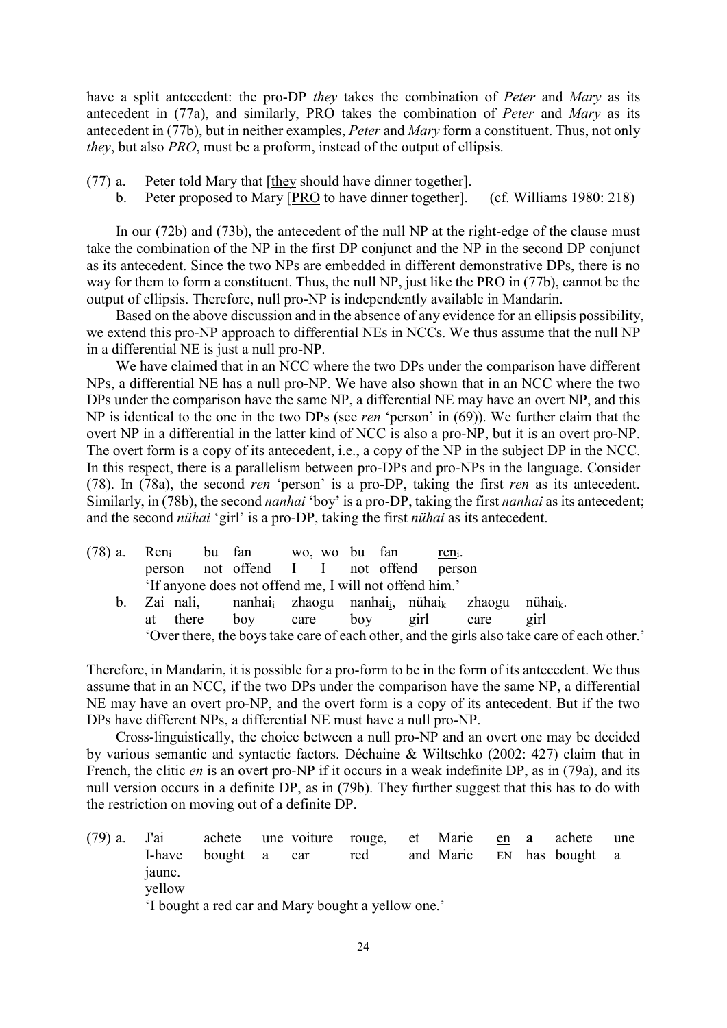have a split antecedent: the pro-DP *they* takes the combination of *Peter* and *Mary* as its antecedent in (77a), and similarly, PRO takes the combination of *Peter* and *Mary* as its antecedent in (77b), but in neither examples, *Peter* and *Mary* form a constituent. Thus, not only *they*, but also *PRO*, must be a proform, instead of the output of ellipsis.

(77) a. Peter told Mary that [<u>they</u> should have dinner together].
  b. Peter proposed to Mary [<u>PRO</u> to have dinner together]. (cf. Williams 1980: 218)

In our (72b) and (73b), the antecedent of the null NP at the right-edge of the clause must take the combination of the NP in the first DP conjunct and the NP in the second DP conjunct as its antecedent. Since the two NPs are embedded in different demonstrative DPs, there is no way for them to form a constituent. Thus, the null NP, just like the PRO in (77b), cannot be the output of ellipsis. Therefore, null pro-NP is independently available in Mandarin.

Based on the above discussion and in the absence of any evidence for an ellipsis possibility, we extend this pro-NP approach to differential NEs in NCCs. We thus assume that the null NP in a differential NE is just a null pro-NP.

We have claimed that in an NCC where the two DPs under the comparison have different NPs, a differential NE has a null pro-NP. We have also shown that in an NCC where the two DPs under the comparison have the same NP, a differential NE may have an overt NP, and this NP is identical to the one in the two DPs (see *ren* 'person' in (69)). We further claim that the overt NP in a differential in the latter kind of NCC is also a pro-NP, but it is an overt pro-NP. The overt form is a copy of its antecedent, i.e., a copy of the NP in the subject DP in the NCC. In this respect, there is a parallelism between pro-DPs and pro-NPs in the language. Consider (78). In (78a), the second *ren* 'person' is a pro-DP, taking the first *ren* as its antecedent. Similarly, in (78b), the second *nanhai* 'boy' is a pro-DP, taking the first *nanhai* as its antecedent; and the second *nühai* 'girl' is a pro-DP, taking the first *nühai* as its antecedent.

(78) a. Ren$_i$ bu fan wo, wo bu fan <u>ren</u>$_i$.
  person not offend I I not offend person
  'If anyone does not offend me, I will not offend him.'
  b. Zai nali, nanhai$_i$ zhaogu <u>nanhai</u>$_i$, nühai$_k$ zhaogu <u>nühai</u>$_k$.
  at there boy care boy girl care girl
  'Over there, the boys take care of each other, and the girls also take care of each other.'

Therefore, in Mandarin, it is possible for a pro-form to be in the form of its antecedent. We thus assume that in an NCC, if the two DPs under the comparison have the same NP, a differential NE may have an overt pro-NP, and the overt form is a copy of its antecedent. But if the two DPs have different NPs, a differential NE must have a null pro-NP.

Cross-linguistically, the choice between a null pro-NP and an overt one may be decided by various semantic and syntactic factors. Déchaine & Wiltschko (2002: 427) claim that in French, the clitic *en* is an overt pro-NP if it occurs in a weak indefinite DP, as in (79a), and its null version occurs in a definite DP, as in (79b). They further suggest that this has to do with the restriction on moving out of a definite DP.

(79) a. J'ai achete une voiture rouge, et Marie <u>en</u> **a** achete une jaune.
  I-have bought a car red and Marie EN has bought a yellow
  'I bought a red car and Mary bought a yellow one.'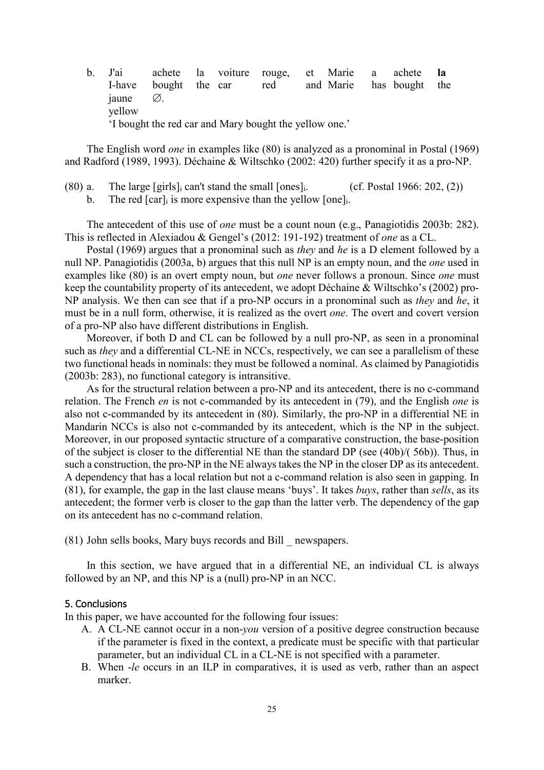b. J'ai achete la voiture rouge, et Marie a achete **la**
   I-have bought the car red and Marie has bought the
   jaune ∅.
   yellow
   'I bought the red car and Mary bought the yellow one.'

The English word *one* in examples like (80) is analyzed as a pronominal in Postal (1969) and Radford (1989, 1993). Déchaine & Wiltschko (2002: 420) further specify it as a pro-NP.

(80) a. The large [girls]$_i$ can't stand the small [ones]$_i$. (cf. Postal 1966: 202, (2))
 b. The red [car]$_i$ is more expensive than the yellow [one]$_i$.

The antecedent of this use of *one* must be a count noun (e.g., Panagiotidis 2003b: 282). This is reflected in Alexiadou & Gengel's (2012: 191-192) treatment of *one* as a CL.

Postal (1969) argues that a pronominal such as *they* and *he* is a D element followed by a null NP. Panagiotidis (2003a, b) argues that this null NP is an empty noun, and the *one* used in examples like (80) is an overt empty noun, but *one* never follows a pronoun. Since *one* must keep the countability property of its antecedent, we adopt Déchaine & Wiltschko's (2002) pro-NP analysis. We then can see that if a pro-NP occurs in a pronominal such as *they* and *he*, it must be in a null form, otherwise, it is realized as the overt *one*. The overt and covert version of a pro-NP also have different distributions in English.

Moreover, if both D and CL can be followed by a null pro-NP, as seen in a pronominal such as *they* and a differential CL-NE in NCCs, respectively, we can see a parallelism of these two functional heads in nominals: they must be followed a nominal. As claimed by Panagiotidis (2003b: 283), no functional category is intransitive.

As for the structural relation between a pro-NP and its antecedent, there is no c-command relation. The French *en* is not c-commanded by its antecedent in (79), and the English *one* is also not c-commanded by its antecedent in (80). Similarly, the pro-NP in a differential NE in Mandarin NCCs is also not c-commanded by its antecedent, which is the NP in the subject. Moreover, in our proposed syntactic structure of a comparative construction, the base-position of the subject is closer to the differential NE than the standard DP (see (40b)/( 56b)). Thus, in such a construction, the pro-NP in the NE always takes the NP in the closer DP as its antecedent. A dependency that has a local relation but not a c-command relation is also seen in gapping. In (81), for example, the gap in the last clause means 'buys'. It takes *buys*, rather than *sells*, as its antecedent; the former verb is closer to the gap than the latter verb. The dependency of the gap on its antecedent has no c-command relation.

(81) John sells books, Mary buys records and Bill _ newspapers.

In this section, we have argued that in a differential NE, an individual CL is always followed by an NP, and this NP is a (null) pro-NP in an NCC.

## 5. Conclusions

In this paper, we have accounted for the following four issues:

A. A CL-NE cannot occur in a non-*you* version of a positive degree construction because if the parameter is fixed in the context, a predicate must be specific with that particular parameter, but an individual CL in a CL-NE is not specified with a parameter.
B. When *-le* occurs in an ILP in comparatives, it is used as verb, rather than an aspect marker.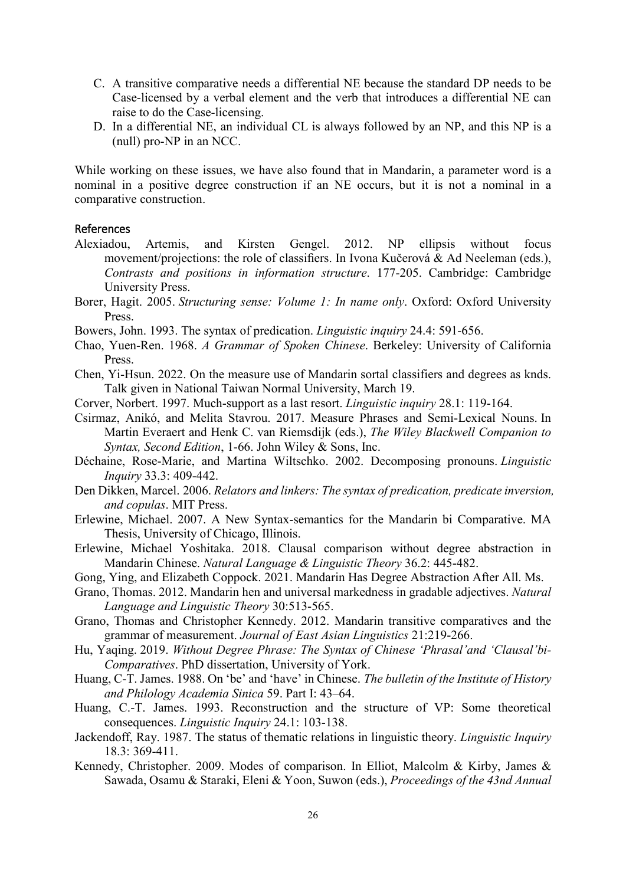C. A transitive comparative needs a differential NE because the standard DP needs to be Case-licensed by a verbal element and the verb that introduces a differential NE can raise to do the Case-licensing.
D. In a differential NE, an individual CL is always followed by an NP, and this NP is a (null) pro-NP in an NCC.

While working on these issues, we have also found that in Mandarin, a parameter word is a nominal in a positive degree construction if an NE occurs, but it is not a nominal in a comparative construction.

## References

Alexiadou, Artemis, and Kirsten Gengel. 2012. NP ellipsis without focus movement/projections: the role of classifiers. In Ivona Kučerová & Ad Neeleman (eds.), *Contrasts and positions in information structure*. 177-205. Cambridge: Cambridge University Press.

Borer, Hagit. 2005. *Structuring sense: Volume 1: In name only*. Oxford: Oxford University Press.

Bowers, John. 1993. The syntax of predication. *Linguistic inquiry* 24.4: 591-656.

Chao, Yuen-Ren. 1968. *A Grammar of Spoken Chinese*. Berkeley: University of California Press.

Chen, Yi-Hsun. 2022. On the measure use of Mandarin sortal classifiers and degrees as knds. Talk given in National Taiwan Normal University, March 19.

Corver, Norbert. 1997. Much-support as a last resort. *Linguistic inquiry* 28.1: 119-164.

Csirmaz, Anikó, and Melita Stavrou. 2017. Measure Phrases and Semi-Lexical Nouns. In Martin Everaert and Henk C. van Riemsdijk (eds.), *The Wiley Blackwell Companion to Syntax, Second Edition*, 1-66. John Wiley & Sons, Inc.

Déchaine, Rose-Marie, and Martina Wiltschko. 2002. Decomposing pronouns. *Linguistic Inquiry* 33.3: 409-442.

Den Dikken, Marcel. 2006. *Relators and linkers: The syntax of predication, predicate inversion, and copulas*. MIT Press.

Erlewine, Michael. 2007. A New Syntax-semantics for the Mandarin bi Comparative. MA Thesis, University of Chicago, Illinois.

Erlewine, Michael Yoshitaka. 2018. Clausal comparison without degree abstraction in Mandarin Chinese. *Natural Language & Linguistic Theory* 36.2: 445-482.

Gong, Ying, and Elizabeth Coppock. 2021. Mandarin Has Degree Abstraction After All. Ms.

Grano, Thomas. 2012. Mandarin hen and universal markedness in gradable adjectives. *Natural Language and Linguistic Theory* 30:513-565.

Grano, Thomas and Christopher Kennedy. 2012. Mandarin transitive comparatives and the grammar of measurement. *Journal of East Asian Linguistics* 21:219-266.

Hu, Yaqing. 2019. *Without Degree Phrase: The Syntax of Chinese 'Phrasal'and 'Clausal'bi-Comparatives*. PhD dissertation, University of York.

Huang, C-T. James. 1988. On 'be' and 'have' in Chinese. *The bulletin of the Institute of History and Philology Academia Sinica* 59. Part I: 43–64.

Huang, C.-T. James. 1993. Reconstruction and the structure of VP: Some theoretical consequences. *Linguistic Inquiry* 24.1: 103-138.

Jackendoff, Ray. 1987. The status of thematic relations in linguistic theory. *Linguistic Inquiry* 18.3: 369-411.

Kennedy, Christopher. 2009. Modes of comparison. In Elliot, Malcolm & Kirby, James & Sawada, Osamu & Staraki, Eleni & Yoon, Suwon (eds.), *Proceedings of the 43nd Annual*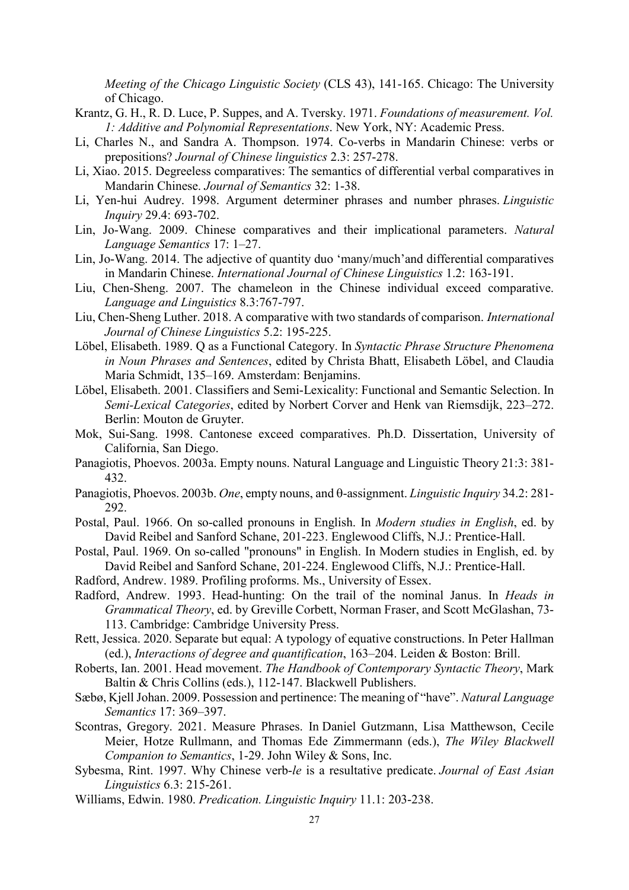*Meeting of the Chicago Linguistic Society* (CLS 43), 141-165. Chicago: The University of Chicago.

Krantz, G. H., R. D. Luce, P. Suppes, and A. Tversky. 1971. *Foundations of measurement. Vol. 1: Additive and Polynomial Representations*. New York, NY: Academic Press.

Li, Charles N., and Sandra A. Thompson. 1974. Co-verbs in Mandarin Chinese: verbs or prepositions? *Journal of Chinese linguistics* 2.3: 257-278.

Li, Xiao. 2015. Degreeless comparatives: The semantics of differential verbal comparatives in Mandarin Chinese. *Journal of Semantics* 32: 1-38.

Li, Yen-hui Audrey. 1998. Argument determiner phrases and number phrases. *Linguistic Inquiry* 29.4: 693-702.

Lin, Jo-Wang. 2009. Chinese comparatives and their implicational parameters. *Natural Language Semantics* 17: 1–27.

Lin, Jo-Wang. 2014. The adjective of quantity duo 'many/much'and differential comparatives in Mandarin Chinese. *International Journal of Chinese Linguistics* 1.2: 163-191.

Liu, Chen-Sheng. 2007. The chameleon in the Chinese individual exceed comparative. *Language and Linguistics* 8.3:767-797.

Liu, Chen-Sheng Luther. 2018. A comparative with two standards of comparison. *International Journal of Chinese Linguistics* 5.2: 195-225.

Löbel, Elisabeth. 1989. Q as a Functional Category. In *Syntactic Phrase Structure Phenomena in Noun Phrases and Sentences*, edited by Christa Bhatt, Elisabeth Löbel, and Claudia Maria Schmidt, 135–169. Amsterdam: Benjamins.

Löbel, Elisabeth. 2001. Classifiers and Semi-Lexicality: Functional and Semantic Selection. In *Semi-Lexical Categories*, edited by Norbert Corver and Henk van Riemsdijk, 223–272. Berlin: Mouton de Gruyter.

Mok, Sui-Sang. 1998. Cantonese exceed comparatives. Ph.D. Dissertation, University of California, San Diego.

Panagiotis, Phoevos. 2003a. Empty nouns. Natural Language and Linguistic Theory 21:3: 381-432.

Panagiotis, Phoevos. 2003b. *One*, empty nouns, and θ-assignment. *Linguistic Inquiry* 34.2: 281-292.

Postal, Paul. 1966. On so-called pronouns in English. In *Modern studies in English*, ed. by David Reibel and Sanford Schane, 201-223. Englewood Cliffs, N.J.: Prentice-Hall.

Postal, Paul. 1969. On so-called "pronouns" in English. In Modern studies in English, ed. by David Reibel and Sanford Schane, 201-224. Englewood Cliffs, N.J.: Prentice-Hall.

Radford, Andrew. 1989. Profiling proforms. Ms., University of Essex.

Radford, Andrew. 1993. Head-hunting: On the trail of the nominal Janus. In *Heads in Grammatical Theory*, ed. by Greville Corbett, Norman Fraser, and Scott McGlashan, 73-113. Cambridge: Cambridge University Press.

Rett, Jessica. 2020. Separate but equal: A typology of equative constructions. In Peter Hallman (ed.), *Interactions of degree and quantification*, 163–204. Leiden & Boston: Brill.

Roberts, Ian. 2001. Head movement. *The Handbook of Contemporary Syntactic Theory*, Mark Baltin & Chris Collins (eds.), 112-147. Blackwell Publishers.

Sæbø, Kjell Johan. 2009. Possession and pertinence: The meaning of "have". *Natural Language Semantics* 17: 369–397.

Scontras, Gregory. 2021. Measure Phrases. In Daniel Gutzmann, Lisa Matthewson, Cecile Meier, Hotze Rullmann, and Thomas Ede Zimmermann (eds.), *The Wiley Blackwell Companion to Semantics*, 1-29. John Wiley & Sons, Inc.

Sybesma, Rint. 1997. Why Chinese verb-*le* is a resultative predicate. *Journal of East Asian Linguistics* 6.3: 215-261.

Williams, Edwin. 1980. *Predication. Linguistic Inquiry* 11.1: 203-238.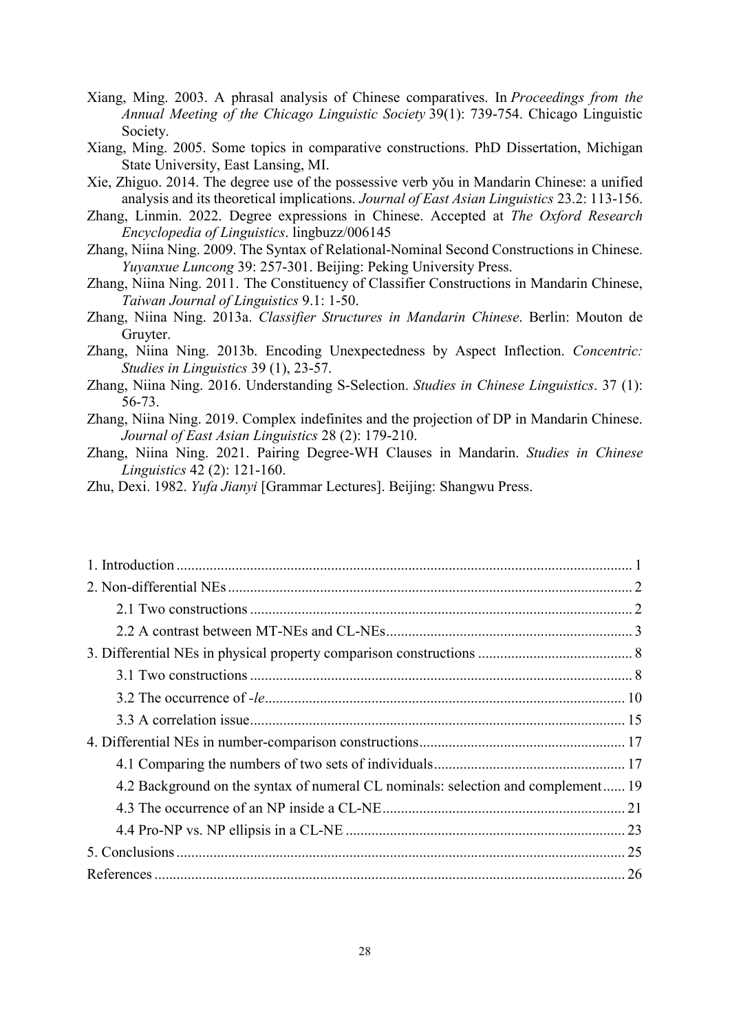Xiang, Ming. 2003. A phrasal analysis of Chinese comparatives. In *Proceedings from the Annual Meeting of the Chicago Linguistic Society* 39(1): 739-754. Chicago Linguistic Society.

Xiang, Ming. 2005. Some topics in comparative constructions. PhD Dissertation, Michigan State University, East Lansing, MI.

Xie, Zhiguo. 2014. The degree use of the possessive verb yǒu in Mandarin Chinese: a unified analysis and its theoretical implications. *Journal of East Asian Linguistics* 23.2: 113-156.

Zhang, Linmin. 2022. Degree expressions in Chinese. Accepted at *The Oxford Research Encyclopedia of Linguistics*. lingbuzz/006145

Zhang, Niina Ning. 2009. The Syntax of Relational-Nominal Second Constructions in Chinese. *Yuyanxue Luncong* 39: 257-301. Beijing: Peking University Press.

Zhang, Niina Ning. 2011. The Constituency of Classifier Constructions in Mandarin Chinese, *Taiwan Journal of Linguistics* 9.1: 1-50.

Zhang, Niina Ning. 2013a. *Classifier Structures in Mandarin Chinese*. Berlin: Mouton de Gruyter.

Zhang, Niina Ning. 2013b. Encoding Unexpectedness by Aspect Inflection. *Concentric: Studies in Linguistics* 39 (1), 23-57.

Zhang, Niina Ning. 2016. Understanding S-Selection. *Studies in Chinese Linguistics*. 37 (1): 56-73.

Zhang, Niina Ning. 2019. Complex indefinites and the projection of DP in Mandarin Chinese. *Journal of East Asian Linguistics* 28 (2): 179-210.

Zhang, Niina Ning. 2021. Pairing Degree-WH Clauses in Mandarin. *Studies in Chinese Linguistics* 42 (2): 121-160.

Zhu, Dexi. 1982. *Yufa Jianyi* [Grammar Lectures]. Beijing: Shangwu Press.

1. Introduction ........................................................ 1
2. Non-differential NEs ........................................................ 2
    2.1 Two constructions ........................................................ 2
    2.2 A contrast between MT-NEs and CL-NEs ........................................................ 3
3. Differential NEs in physical property comparison constructions ........................................................ 8
    3.1 Two constructions ........................................................ 8
    3.2 The occurrence of *-le* ........................................................ 10
    3.3 A correlation issue ........................................................ 15
4. Differential NEs in number-comparison constructions ........................................................ 17
    4.1 Comparing the numbers of two sets of individuals ........................................................ 17
    4.2 Background on the syntax of numeral CL nominals: selection and complement ...... 19
    4.3 The occurrence of an NP inside a CL-NE ........................................................ 21
    4.4 Pro-NP vs. NP ellipsis in a CL-NE ........................................................ 23
5. Conclusions ........................................................ 25
References ........................................................ 26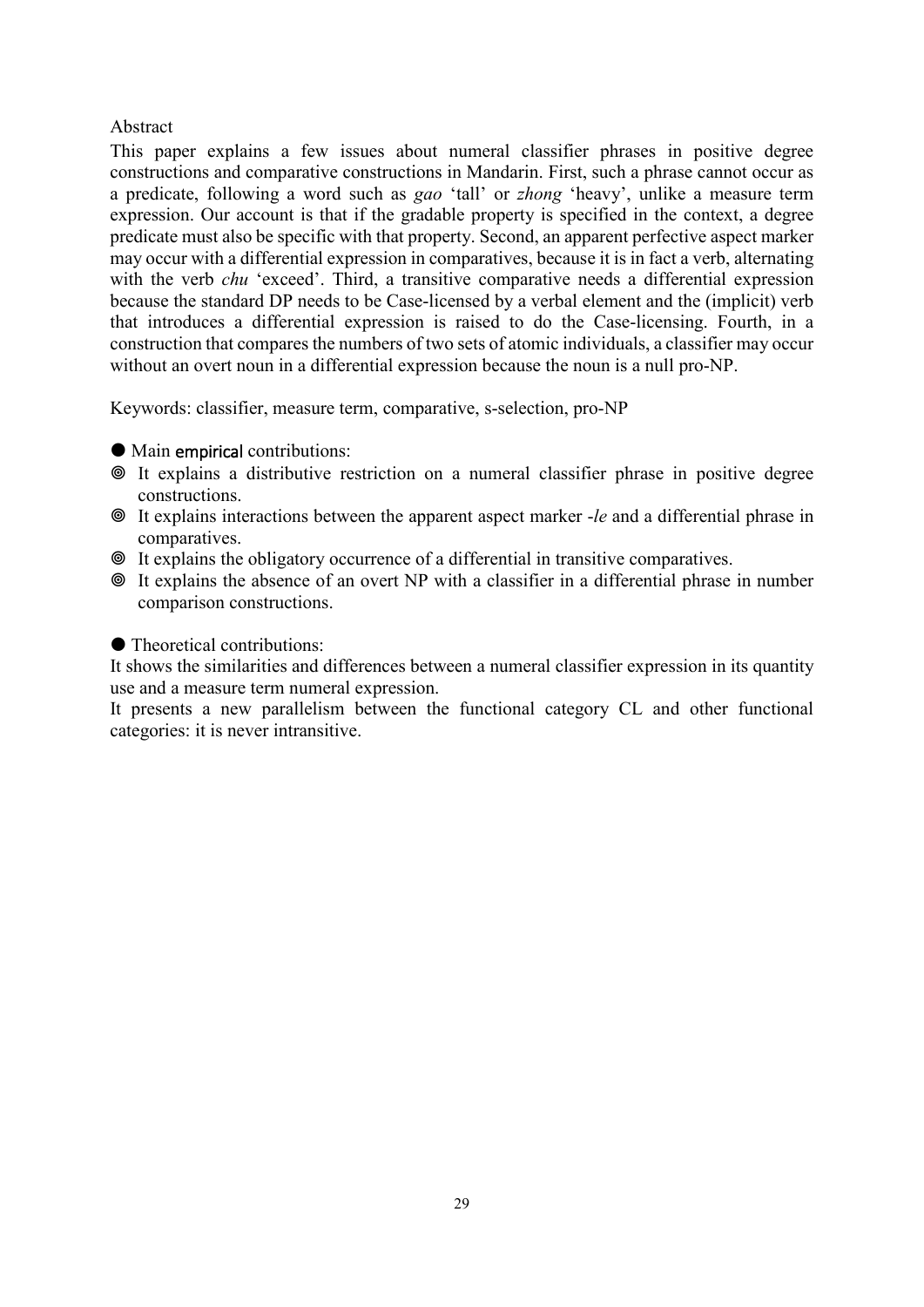Abstract

This paper explains a few issues about numeral classifier phrases in positive degree constructions and comparative constructions in Mandarin. First, such a phrase cannot occur as a predicate, following a word such as *gao* 'tall' or *zhong* 'heavy', unlike a measure term expression. Our account is that if the gradable property is specified in the context, a degree predicate must also be specific with that property. Second, an apparent perfective aspect marker may occur with a differential expression in comparatives, because it is in fact a verb, alternating with the verb *chu* 'exceed'. Third, a transitive comparative needs a differential expression because the standard DP needs to be Case-licensed by a verbal element and the (implicit) verb that introduces a differential expression is raised to do the Case-licensing. Fourth, in a construction that compares the numbers of two sets of atomic individuals, a classifier may occur without an overt noun in a differential expression because the noun is a null pro-NP.

Keywords: classifier, measure term, comparative, s-selection, pro-NP

● Main empirical contributions:

◎ It explains a distributive restriction on a numeral classifier phrase in positive degree constructions.

◎ It explains interactions between the apparent aspect marker *-le* and a differential phrase in comparatives.

◎ It explains the obligatory occurrence of a differential in transitive comparatives.

◎ It explains the absence of an overt NP with a classifier in a differential phrase in number comparison constructions.

● Theoretical contributions:

It shows the similarities and differences between a numeral classifier expression in its quantity use and a measure term numeral expression.

It presents a new parallelism between the functional category CL and other functional categories: it is never intransitive.